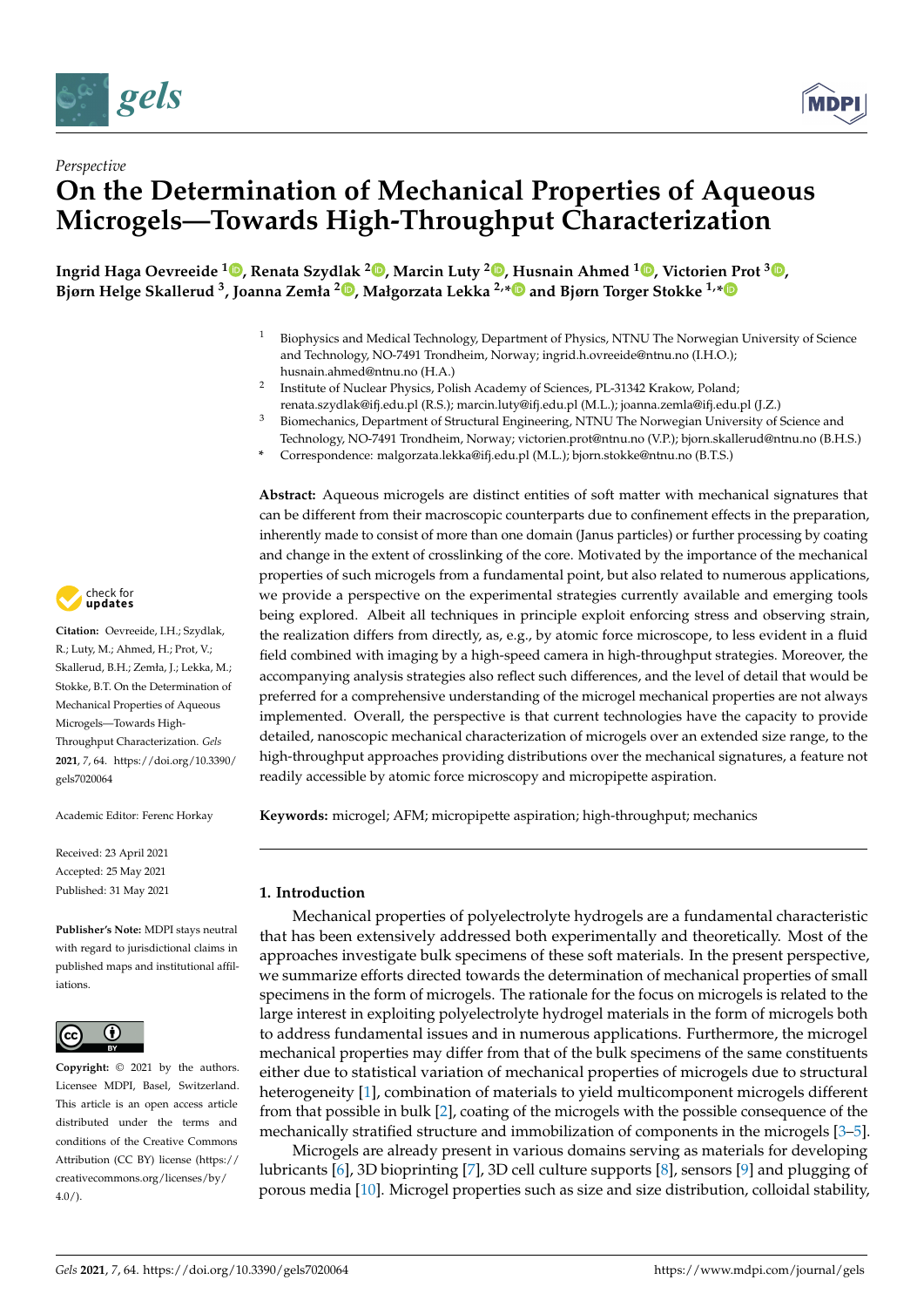*Perspective*

# On the Determination of Mechanical Properties of Aqueous Microgels—Towards High-Throughput Characterization

**Ingrid Haga Oevreeide [1], Renata Szydlak [2], Marcin Luty [2], Husnain Ahmed [1], Victorien Prot [3], Bjørn Helge Skallerud [3], Joanna Zemła [2], Małgorzata Lekka [2,*] and Bjørn Torger Stokke [1,*]**

[1] Biophysics and Medical Technology, Department of Physics, NTNU The Norwegian University of Science and Technology, NO-7491 Trondheim, Norway; ingrid.h.ovreeide@ntnu.no (I.H.O.); husnain.ahmed@ntnu.no (H.A.)

[2] Institute of Nuclear Physics, Polish Academy of Sciences, PL-31342 Krakow, Poland; renata.szydlak@ifj.edu.pl (R.S.); marcin.luty@ifj.edu.pl (M.L.); joanna.zemla@ifj.edu.pl (J.Z.)

[3] Biomechanics, Department of Structural Engineering, NTNU The Norwegian University of Science and Technology, NO-7491 Trondheim, Norway; victorien.prot@ntnu.no (V.P.); bjorn.skallerud@ntnu.no (B.H.S.)

* Correspondence: malgorzata.lekka@ifj.edu.pl (M.L.); bjorn.stokke@ntnu.no (B.T.S.)

**Abstract:** Aqueous microgels are distinct entities of soft matter with mechanical signatures that can be different from their macroscopic counterparts due to confinement effects in the preparation, inherently made to consist of more than one domain (Janus particles) or further processing by coating and change in the extent of crosslinking of the core. Motivated by the importance of the mechanical properties of such microgels from a fundamental point, but also related to numerous applications, we provide a perspective on the experimental strategies currently available and emerging tools being explored. Albeit all techniques in principle exploit enforcing stress and observing strain, the realization differs from directly, as, e.g., by atomic force microscope, to less evident in a fluid field combined with imaging by a high-speed camera in high-throughput strategies. Moreover, the accompanying analysis strategies also reflect such differences, and the level of detail that would be preferred for a comprehensive understanding of the microgel mechanical properties are not always implemented. Overall, the perspective is that current technologies have the capacity to provide detailed, nanoscopic mechanical characterization of microgels over an extended size range, to the high-throughput approaches providing distributions over the mechanical signatures, a feature not readily accessible by atomic force microscopy and micropipette aspiration.

**Keywords:** microgel; AFM; micropipette aspiration; high-throughput; mechanics

**Citation:** Oevreeide, I.H.; Szydlak, R.; Luty, M.; Ahmed, H.; Prot, V.; Skallerud, B.H.; Zemła, J.; Lekka, M.; Stokke, B.T. On the Determination of Mechanical Properties of Aqueous Microgels—Towards High-Throughput Characterization. *Gels* **2021**, *7*, 64. https://doi.org/10.3390/gels7020064

Academic Editor: Ferenc Horkay

Received: 23 April 2021
Accepted: 25 May 2021
Published: 31 May 2021

**Publisher's Note:** MDPI stays neutral with regard to jurisdictional claims in published maps and institutional affiliations.

**Copyright:** © 2021 by the authors. Licensee MDPI, Basel, Switzerland. This article is an open access article distributed under the terms and conditions of the Creative Commons Attribution (CC BY) license (https://creativecommons.org/licenses/by/4.0/).

## 1. Introduction

Mechanical properties of polyelectrolyte hydrogels are a fundamental characteristic that has been extensively addressed both experimentally and theoretically. Most of the approaches investigate bulk specimens of these soft materials. In the present perspective, we summarize efforts directed towards the determination of mechanical properties of small specimens in the form of microgels. The rationale for the focus on microgels is related to the large interest in exploiting polyelectrolyte hydrogel materials in the form of microgels both to address fundamental issues and in numerous applications. Furthermore, the microgel mechanical properties may differ from that of the bulk specimens of the same constituents either due to statistical variation of mechanical properties of microgels due to structural heterogeneity [1], combination of materials to yield multicomponent microgels different from that possible in bulk [2], coating of the microgels with the possible consequence of the mechanically stratified structure and immobilization of components in the microgels [3–5].

Microgels are already present in various domains serving as materials for developing lubricants [6], 3D bioprinting [7], 3D cell culture supports [8], sensors [9] and plugging of porous media [10]. Microgel properties such as size and size distribution, colloidal stability,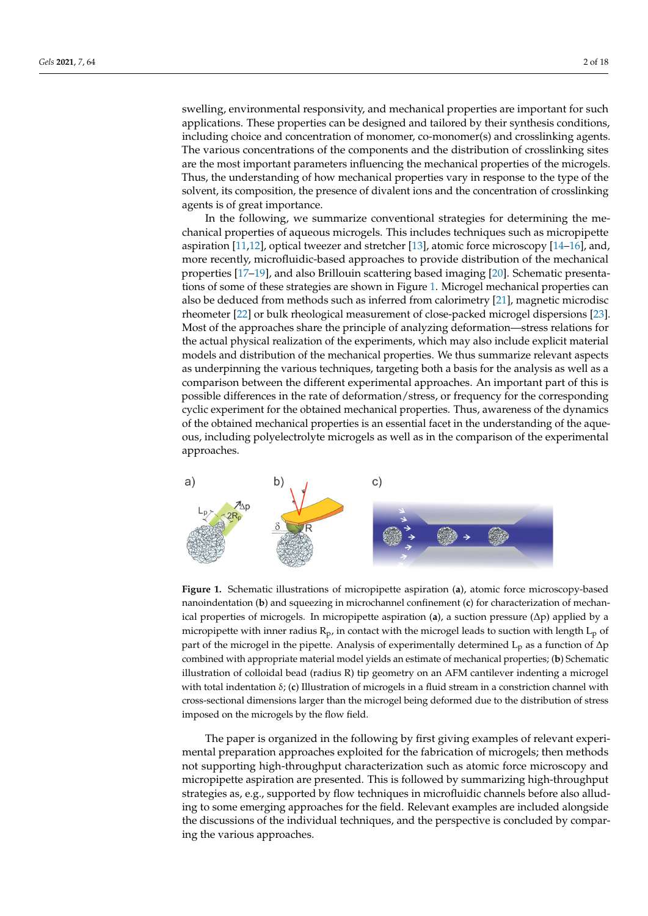swelling, environmental responsivity, and mechanical properties are important for such applications. These properties can be designed and tailored by their synthesis conditions, including choice and concentration of monomer, co-monomer(s) and crosslinking agents. The various concentrations of the components and the distribution of crosslinking sites are the most important parameters influencing the mechanical properties of the microgels. Thus, the understanding of how mechanical properties vary in response to the type of the solvent, its composition, the presence of divalent ions and the concentration of crosslinking agents is of great importance.

In the following, we summarize conventional strategies for determining the mechanical properties of aqueous microgels. This includes techniques such as micropipette aspiration [11,12], optical tweezer and stretcher [13], atomic force microscopy [14–16], and, more recently, microfluidic-based approaches to provide distribution of the mechanical properties [17–19], and also Brillouin scattering based imaging [20]. Schematic presentations of some of these strategies are shown in Figure 1. Microgel mechanical properties can also be deduced from methods such as inferred from calorimetry [21], magnetic microdisc rheometer [22] or bulk rheological measurement of close-packed microgel dispersions [23]. Most of the approaches share the principle of analyzing deformation—stress relations for the actual physical realization of the experiments, which may also include explicit material models and distribution of the mechanical properties. We thus summarize relevant aspects as underpinning the various techniques, targeting both a basis for the analysis as well as a comparison between the different experimental approaches. An important part of this is possible differences in the rate of deformation/stress, or frequency for the corresponding cyclic experiment for the obtained mechanical properties. Thus, awareness of the dynamics of the obtained mechanical properties is an essential facet in the understanding of the aqueous, including polyelectrolyte microgels as well as in the comparison of the experimental approaches.

**Figure 1.** Schematic illustrations of micropipette aspiration (**a**), atomic force microscopy-based nanoindentation (**b**) and squeezing in microchannel confinement (**c**) for characterization of mechanical properties of microgels. In micropipette aspiration (**a**), a suction pressure ($\Delta p$) applied by a micropipette with inner radius $R_p$, in contact with the microgel leads to suction with length $L_p$ of part of the microgel in the pipette. Analysis of experimentally determined $L_p$ as a function of $\Delta p$ combined with appropriate material model yields an estimate of mechanical properties; (**b**) Schematic illustration of colloidal bead (radius R) tip geometry on an AFM cantilever indenting a microgel with total indentation $\delta$; (**c**) Illustration of microgels in a fluid stream in a constriction channel with cross-sectional dimensions larger than the microgel being deformed due to the distribution of stress imposed on the microgels by the flow field.

The paper is organized in the following by first giving examples of relevant experimental preparation approaches exploited for the fabrication of microgels; then methods not supporting high-throughput characterization such as atomic force microscopy and micropipette aspiration are presented. This is followed by summarizing high-throughput strategies as, e.g., supported by flow techniques in microfluidic channels before also alluding to some emerging approaches for the field. Relevant examples are included alongside the discussions of the individual techniques, and the perspective is concluded by comparing the various approaches.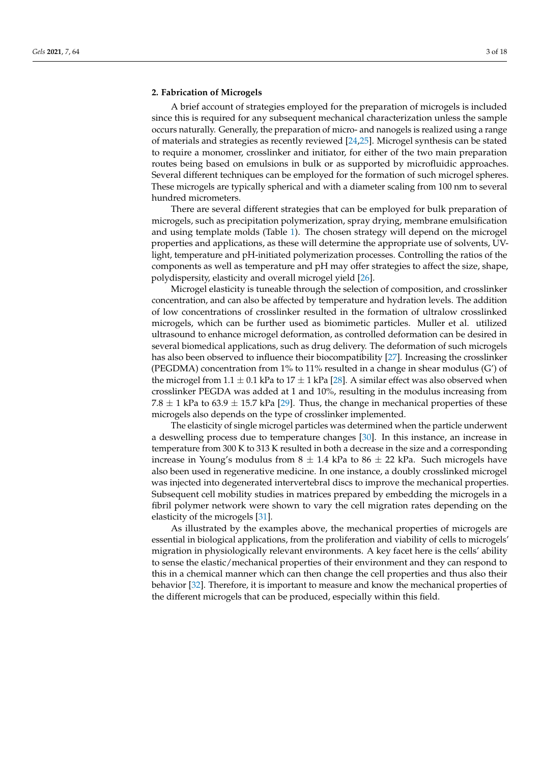## 2. Fabrication of Microgels

A brief account of strategies employed for the preparation of microgels is included since this is required for any subsequent mechanical characterization unless the sample occurs naturally. Generally, the preparation of micro- and nanogels is realized using a range of materials and strategies as recently reviewed [24,25]. Microgel synthesis can be stated to require a monomer, crosslinker and initiator, for either of the two main preparation routes being based on emulsions in bulk or as supported by microfluidic approaches. Several different techniques can be employed for the formation of such microgel spheres. These microgels are typically spherical and with a diameter scaling from 100 nm to several hundred micrometers.

There are several different strategies that can be employed for bulk preparation of microgels, such as precipitation polymerization, spray drying, membrane emulsification and using template molds (Table 1). The chosen strategy will depend on the microgel properties and applications, as these will determine the appropriate use of solvents, UV-light, temperature and pH-initiated polymerization processes. Controlling the ratios of the components as well as temperature and pH may offer strategies to affect the size, shape, polydispersity, elasticity and overall microgel yield [26].

Microgel elasticity is tuneable through the selection of composition, and crosslinker concentration, and can also be affected by temperature and hydration levels. The addition of low concentrations of crosslinker resulted in the formation of ultralow crosslinked microgels, which can be further used as biomimetic particles. Muller et al. utilized ultrasound to enhance microgel deformation, as controlled deformation can be desired in several biomedical applications, such as drug delivery. The deformation of such microgels has also been observed to influence their biocompatibility [27]. Increasing the crosslinker (PEGDMA) concentration from 1% to 11% resulted in a change in shear modulus (G′) of the microgel from $1.1 \pm 0.1$ kPa to $17 \pm 1$ kPa [28]. A similar effect was also observed when crosslinker PEGDA was added at 1 and 10%, resulting in the modulus increasing from $7.8 \pm 1$ kPa to $63.9 \pm 15.7$ kPa [29]. Thus, the change in mechanical properties of these microgels also depends on the type of crosslinker implemented.

The elasticity of single microgel particles was determined when the particle underwent a deswelling process due to temperature changes [30]. In this instance, an increase in temperature from 300 K to 313 K resulted in both a decrease in the size and a corresponding increase in Young's modulus from $8 \pm 1.4$ kPa to $86 \pm 22$ kPa. Such microgels have also been used in regenerative medicine. In one instance, a doubly crosslinked microgel was injected into degenerated intervertebral discs to improve the mechanical properties. Subsequent cell mobility studies in matrices prepared by embedding the microgels in a fibril polymer network were shown to vary the cell migration rates depending on the elasticity of the microgels [31].

As illustrated by the examples above, the mechanical properties of microgels are essential in biological applications, from the proliferation and viability of cells to microgels' migration in physiologically relevant environments. A key facet here is the cells' ability to sense the elastic/mechanical properties of their environment and they can respond to this in a chemical manner which can then change the cell properties and thus also their behavior [32]. Therefore, it is important to measure and know the mechanical properties of the different microgels that can be produced, especially within this field.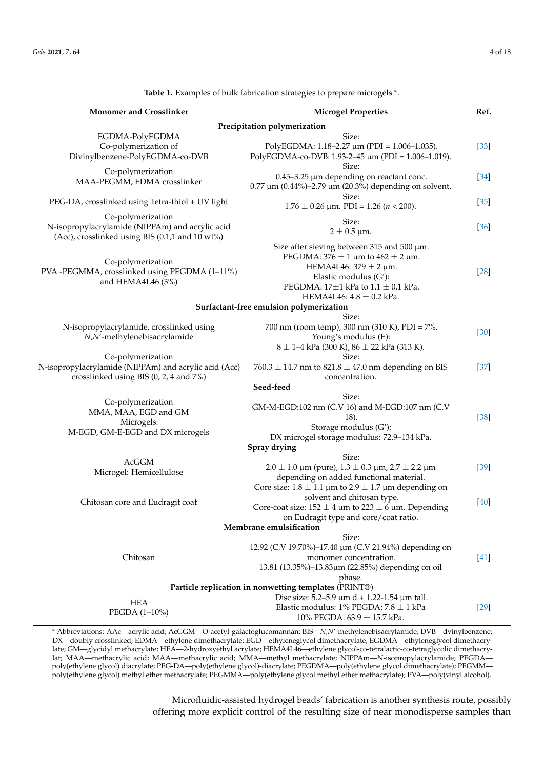**Table 1.** Examples of bulk fabrication strategies to prepare microgels *.

| Monomer and Crosslinker | Microgel Properties | Ref. |
|---|---|---|
| **Precipitation polymerization** | | |
| EGDMA-PolyEGDMA<br>Co-polymerization of<br>Divinylbenzene-PolyEGDMA-co-DVB | Size:<br>PolyEGDMA: 1.18–2.27 µm (PDI = 1.006–1.035).<br>PolyEGDMA-co-DVB: 1.93-2–45 µm (PDI = 1.006–1.019). | [33] |
| Co-polymerization<br>MAA-PEGMM, EDMA crosslinker | Size:<br>0.45–3.25 µm depending on reactant conc.<br>0.77 µm (0.44%)–2.79 µm (20.3%) depending on solvent. | [34] |
| PEG-DA, crosslinked using Tetra-thiol + UV light | Size:<br>1.76 ± 0.26 µm. PDI = 1.26 ($n$ < 200). | [35] |
| Co-polymerization<br>N-isopropylacrylamide (NIPPAm) and acrylic acid (Acc), crosslinked using BIS (0.1,1 and 10 wt%) | Size:<br>2 ± 0.5 µm. | [36] |
| Co-polymerization<br>PVA -PEGMMA, crosslinked using PEGDMA (1–11%) and HEMA4L46 (3%) | Size after sieving between 315 and 500 µm:<br>PEGDMA: 376 ± 1 µm to 462 ± 2 µm.<br>HEMA4L46: 379 ± 2 µm.<br>Elastic modulus (G'):<br>PEGDMA: 17±1 kPa to 1.1 ± 0.1 kPa.<br>HEMA4L46: 4.8 ± 0.2 kPa. | [28] |
| **Surfactant-free emulsion polymerization** | | |
| N-isopropylacrylamide, crosslinked using *N,N'*-methylenebisacrylamide | Size:<br>700 nm (room temp), 300 nm (310 K), PDI = 7%.<br>Young's modulus (E):<br>8 ± 1–4 kPa (300 K), 86 ± 22 kPa (313 K). | [30] |
| Co-polymerization<br>N-isopropylacrylamide (NIPPAm) and acrylic acid (Acc) crosslinked using BIS (0, 2, 4 and 7%) | Size:<br>760.3 ± 14.7 nm to 821.8 ± 47.0 nm depending on BIS concentration. | [37] |
| **Seed-feed** | | |
| Co-polymerization<br>MMA, MAA, EGD and GM<br>Microgels:<br>M-EGD, GM-E-EGD and DX microgels | Size:<br>GM-M-EGD:102 nm (C.V 16) and M-EGD:107 nm (C.V 18).<br>Storage modulus (G'):<br>DX microgel storage modulus: 72.9–134 kPa. | [38] |
| **Spray drying** | | |
| AcGGM<br>Microgel: Hemicellulose | Size:<br>2.0 ± 1.0 µm (pure), 1.3 ± 0.3 µm, 2.7 ± 2.2 µm depending on added functional material. | [39] |
| Chitosan core and Eudragit coat | Core size: 1.8 ± 1.1 µm to 2.9 ± 1.7 µm depending on solvent and chitosan type.<br>Core-coat size: 152 ± 4 µm to 223 ± 6 µm. Depending on Eudragit type and core/coat ratio. | [40] |
| **Membrane emulsification** | | |
| Chitosan | Size:<br>12.92 (C.V 19.70%)–17.40 µm (C.V 21.94%) depending on monomer concentration.<br>13.81 (13.35%)–13.83µm (22.85%) depending on oil phase. | [41] |
| **Particle replication in nonwetting templates** (PRINT®) | | |
| HEA<br>PEGDA (1–10%) | Disc size: 5.2–5.9 µm d + 1.22-1.54 µm tall.<br>Elastic modulus: 1% PEGDA: 7.8 ± 1 kPa<br>10% PEGDA: 63.9 ± 15.7 kPa. | [29] |

* Abbreviations: AAc—acrylic acid; AcGGM—O-acetyl-galactoglucomannan; BIS—*N,N'*-methylenebisacrylamide; DVB—dvinylbenzene; DX—doubly crosslinked; EDMA—ethylene dimethacrylate; EGD—ethyleneglycol dimethacrylate; EGDMA—ethyleneglycol dimethacrylate; GM—glycidyl methacrylate; HEA—2-hydroxyethyl acrylate; HEMA4L46—ethylene glycol-co-tetralactic-co-tetraglycolic dimethacrylat; MAA—methacrylic acid; MAA—methacrylic acid; MMA—methyl methacrylate; NIPPAm—*N*-isopropylacrylamide; PEGDA—poly(ethylene glycol) diacrylate; PEG-DA—poly(ethylene glycol)-diacrylate; PEGDMA—poly(ethylene glycol dimethacrylate); PEGMM—poly(ethylene glycol) methyl ether methacrylate; PEGMMA—poly(ethylene glycol methyl ether methacrylate); PVA—poly(vinyl alcohol).

Microfluidic-assisted hydrogel beads' fabrication is another synthesis route, possibly offering more explicit control of the resulting size of near monodisperse samples than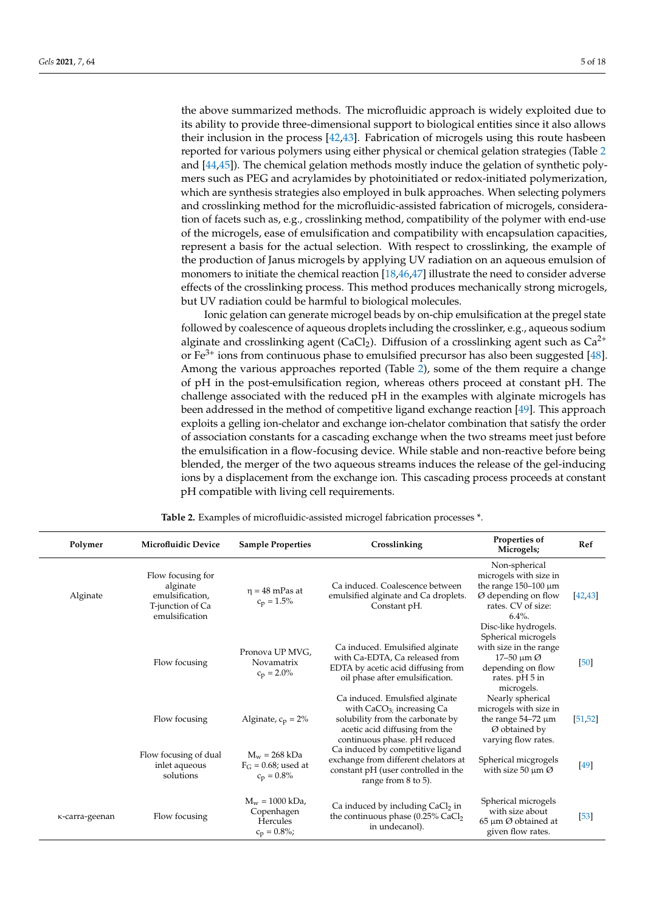the above summarized methods. The microfluidic approach is widely exploited due to its ability to provide three-dimensional support to biological entities since it also allows their inclusion in the process [42,43]. Fabrication of microgels using this route hasbeen reported for various polymers using either physical or chemical gelation strategies (Table 2 and [44,45]). The chemical gelation methods mostly induce the gelation of synthetic polymers such as PEG and acrylamides by photoinitiated or redox-initiated polymerization, which are synthesis strategies also employed in bulk approaches. When selecting polymers and crosslinking method for the microfluidic-assisted fabrication of microgels, consideration of facets such as, e.g., crosslinking method, compatibility of the polymer with end-use of the microgels, ease of emulsification and compatibility with encapsulation capacities, represent a basis for the actual selection. With respect to crosslinking, the example of the production of Janus microgels by applying UV radiation on an aqueous emulsion of monomers to initiate the chemical reaction [18,46,47] illustrate the need to consider adverse effects of the crosslinking process. This method produces mechanically strong microgels, but UV radiation could be harmful to biological molecules.

Ionic gelation can generate microgel beads by on-chip emulsification at the pregel state followed by coalescence of aqueous droplets including the crosslinker, e.g., aqueous sodium alginate and crosslinking agent ($CaCl_2$). Diffusion of a crosslinking agent such as $Ca^{2+}$ or $Fe^{3+}$ ions from continuous phase to emulsified precursor has also been suggested [48]. Among the various approaches reported (Table 2), some of the them require a change of pH in the post-emulsification region, whereas others proceed at constant pH. The challenge associated with the reduced pH in the examples with alginate microgels has been addressed in the method of competitive ligand exchange reaction [49]. This approach exploits a gelling ion-chelator and exchange ion-chelator combination that satisfy the order of association constants for a cascading exchange when the two streams meet just before the emulsification in a flow-focusing device. While stable and non-reactive before being blended, the merger of the two aqueous streams induces the release of the gel-inducing ions by a displacement from the exchange ion. This cascading process proceeds at constant pH compatible with living cell requirements.

**Table 2.** Examples of microfluidic-assisted microgel fabrication processes *.

| Polymer | Microfluidic Device | Sample Properties | Crosslinking | Properties of Microgels; | Ref |
|---|---|---|---|---|---|
| Alginate | Flow focusing for alginate emulsification, T-junction of Ca emulsification | $\eta$ = 48 mPas at $c_p$ = 1.5% | Ca induced. Coalescence between emulsified alginate and Ca droplets. Constant pH. | Non-spherical microgels with size in the range 150–100 µm Ø depending on flow rates. CV of size: 6.4%. Disc-like hydrogels. | [42,43] |
| | Flow focusing | Pronova UP MVG, Novamatrix $c_p$ = 2.0% | Ca induced. Emulsified alginate with Ca-EDTA, Ca released from EDTA by acetic acid diffusing from oil phase after emulsification. | Spherical microgels with size in the range 17–50 µm Ø depending on flow rates. pH 5 in microgels. | [50] |
| | Flow focusing | Alginate, $c_p$ = 2% | Ca induced. Emulsfied alginate with $CaCO_3$; increasing Ca solubility from the carbonate by acetic acid diffusing from the continuous phase. pH reduced | Nearly spherical microgels with size in the range 54–72 µm Ø obtained by varying flow rates. | [51,52] |
| | Flow focusing of dual inlet aqueous solutions | $M_w$ = 268 kDa $F_G$ = 0.68; used at $c_p$ = 0.8% | Ca induced by competitive ligand exchange from different chelators at constant pH (user controlled in the range from 8 to 5). | Spherical micgrogels with size 50 µm Ø | [49] |
| κ-carra-geenan | Flow focusing | $M_w$ = 1000 kDa, Copenhagen Hercules $c_p$ = 0.8%; | Ca induced by including $CaCl_2$ in the continuous phase (0.25% $CaCl_2$ in undecanol). | Spherical microgels with size about 65 µm Ø obtained at given flow rates. | [53] |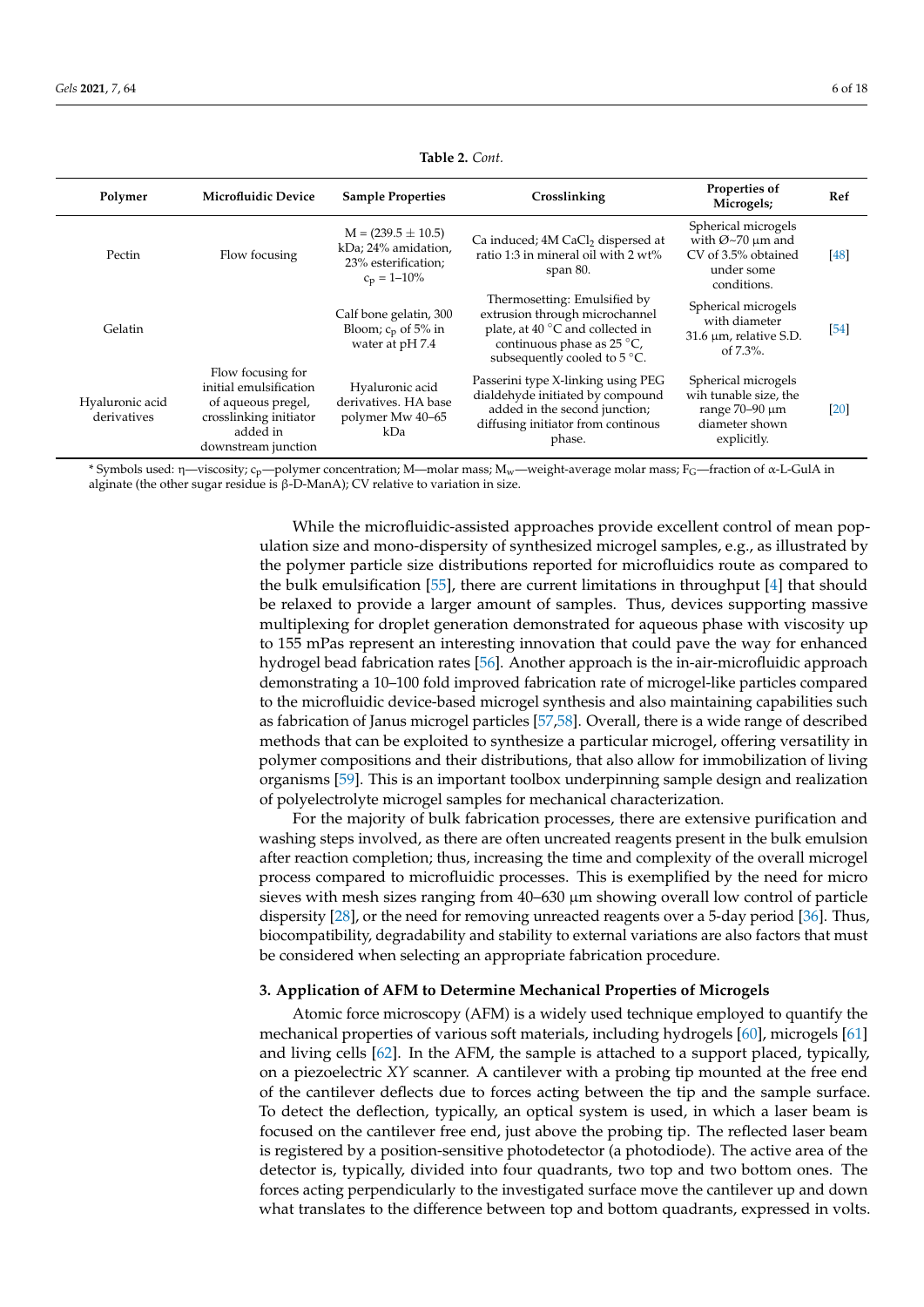**Table 2.** *Cont.*

| Polymer | Microfluidic Device | Sample Properties | Crosslinking | Properties of Microgels; | Ref |
|---|---|---|---|---|---|
| Pectin | Flow focusing | M = (239.5 ± 10.5) kDa; 24% amidation, 23% esterification; $c_p$ = 1–10% | Ca induced; 4M $CaCl_2$ dispersed at ratio 1:3 in mineral oil with 2 wt% span 80. | Spherical microgels with Ø~70 µm and CV of 3.5% obtained under some conditions. | [48] |
| Gelatin | | Calf bone gelatin, 300 Bloom; $c_p$ of 5% in water at pH 7.4 | Thermosetting: Emulsified by extrusion through microchannel plate, at 40 °C and collected in continuous phase as 25 °C, subsequently cooled to 5 °C. | Spherical microgels with diameter 31.6 µm, relative S.D. of 7.3%. | [54] |
| Hyaluronic acid derivatives | Flow focusing for initial emulsification of aqueous pregel, crosslinking initiator added in downstream junction | Hyaluronic acid derivatives. HA base polymer Mw 40–65 kDa | Passerini type X-linking using PEG dialdehyde initiated by compound added in the second junction; diffusing initiator from continous phase. | Spherical microgels wih tunable size, the range 70–90 µm diameter shown explicitly. | [20] |

* Symbols used: η—viscosity; $c_p$—polymer concentration; M—molar mass; $M_w$—weight-average molar mass; $F_G$—fraction of α-L-GulA in alginate (the other sugar residue is β-D-ManA); CV relative to variation in size.

While the microfluidic-assisted approaches provide excellent control of mean population size and mono-dispersity of synthesized microgel samples, e.g., as illustrated by the polymer particle size distributions reported for microfluidics route as compared to the bulk emulsification [55], there are current limitations in throughput [4] that should be relaxed to provide a larger amount of samples. Thus, devices supporting massive multiplexing for droplet generation demonstrated for aqueous phase with viscosity up to 155 mPas represent an interesting innovation that could pave the way for enhanced hydrogel bead fabrication rates [56]. Another approach is the in-air-microfluidic approach demonstrating a 10–100 fold improved fabrication rate of microgel-like particles compared to the microfluidic device-based microgel synthesis and also maintaining capabilities such as fabrication of Janus microgel particles [57,58]. Overall, there is a wide range of described methods that can be exploited to synthesize a particular microgel, offering versatility in polymer compositions and their distributions, that also allow for immobilization of living organisms [59]. This is an important toolbox underpinning sample design and realization of polyelectrolyte microgel samples for mechanical characterization.

For the majority of bulk fabrication processes, there are extensive purification and washing steps involved, as there are often uncreated reagents present in the bulk emulsion after reaction completion; thus, increasing the time and complexity of the overall microgel process compared to microfluidic processes. This is exemplified by the need for micro sieves with mesh sizes ranging from 40–630 µm showing overall low control of particle dispersity [28], or the need for removing unreacted reagents over a 5-day period [36]. Thus, biocompatibility, degradability and stability to external variations are also factors that must be considered when selecting an appropriate fabrication procedure.

## 3. Application of AFM to Determine Mechanical Properties of Microgels

Atomic force microscopy (AFM) is a widely used technique employed to quantify the mechanical properties of various soft materials, including hydrogels [60], microgels [61] and living cells [62]. In the AFM, the sample is attached to a support placed, typically, on a piezoelectric *XY* scanner. A cantilever with a probing tip mounted at the free end of the cantilever deflects due to forces acting between the tip and the sample surface. To detect the deflection, typically, an optical system is used, in which a laser beam is focused on the cantilever free end, just above the probing tip. The reflected laser beam is registered by a position-sensitive photodetector (a photodiode). The active area of the detector is, typically, divided into four quadrants, two top and two bottom ones. The forces acting perpendicularly to the investigated surface move the cantilever up and down what translates to the difference between top and bottom quadrants, expressed in volts.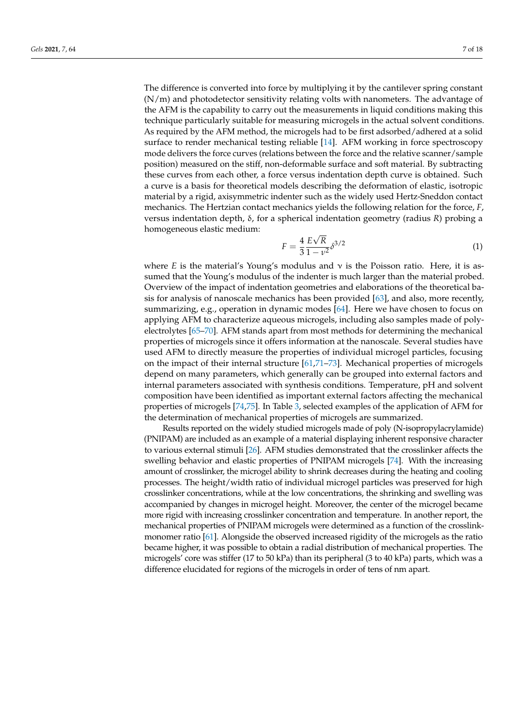The difference is converted into force by multiplying it by the cantilever spring constant (N/m) and photodetector sensitivity relating volts with nanometers. The advantage of the AFM is the capability to carry out the measurements in liquid conditions making this technique particularly suitable for measuring microgels in the actual solvent conditions. As required by the AFM method, the microgels had to be first adsorbed/adhered at a solid surface to render mechanical testing reliable [14]. AFM working in force spectroscopy mode delivers the force curves (relations between the force and the relative scanner/sample position) measured on the stiff, non-deformable surface and soft material. By subtracting these curves from each other, a force versus indentation depth curve is obtained. Such a curve is a basis for theoretical models describing the deformation of elastic, isotropic material by a rigid, axisymmetric indenter such as the widely used Hertz-Sneddon contact mechanics. The Hertzian contact mechanics yields the following relation for the force, $F$, versus indentation depth, $\delta$, for a spherical indentation geometry (radius $R$) probing a homogeneous elastic medium:

$$F = \frac{4}{3}\frac{E\sqrt{R}}{1-\nu^2}\delta^{3/2} \tag{1}$$

where $E$ is the material's Young's modulus and $\nu$ is the Poisson ratio. Here, it is assumed that the Young's modulus of the indenter is much larger than the material probed. Overview of the impact of indentation geometries and elaborations of the theoretical basis for analysis of nanoscale mechanics has been provided [63], and also, more recently, summarizing, e.g., operation in dynamic modes [64]. Here we have chosen to focus on applying AFM to characterize aqueous microgels, including also samples made of polyelectrolytes [65–70]. AFM stands apart from most methods for determining the mechanical properties of microgels since it offers information at the nanoscale. Several studies have used AFM to directly measure the properties of individual microgel particles, focusing on the impact of their internal structure [61,71–73]. Mechanical properties of microgels depend on many parameters, which generally can be grouped into external factors and internal parameters associated with synthesis conditions. Temperature, pH and solvent composition have been identified as important external factors affecting the mechanical properties of microgels [74,75]. In Table 3, selected examples of the application of AFM for the determination of mechanical properties of microgels are summarized.

Results reported on the widely studied microgels made of poly (N-isopropylacrylamide) (PNIPAM) are included as an example of a material displaying inherent responsive character to various external stimuli [26]. AFM studies demonstrated that the crosslinker affects the swelling behavior and elastic properties of PNIPAM microgels [74]. With the increasing amount of crosslinker, the microgel ability to shrink decreases during the heating and cooling processes. The height/width ratio of individual microgel particles was preserved for high crosslinker concentrations, while at the low concentrations, the shrinking and swelling was accompanied by changes in microgel height. Moreover, the center of the microgel became more rigid with increasing crosslinker concentration and temperature. In another report, the mechanical properties of PNIPAM microgels were determined as a function of the crosslink-monomer ratio [61]. Alongside the observed increased rigidity of the microgels as the ratio became higher, it was possible to obtain a radial distribution of mechanical properties. The microgels' core was stiffer (17 to 50 kPa) than its peripheral (3 to 40 kPa) parts, which was a difference elucidated for regions of the microgels in order of tens of nm apart.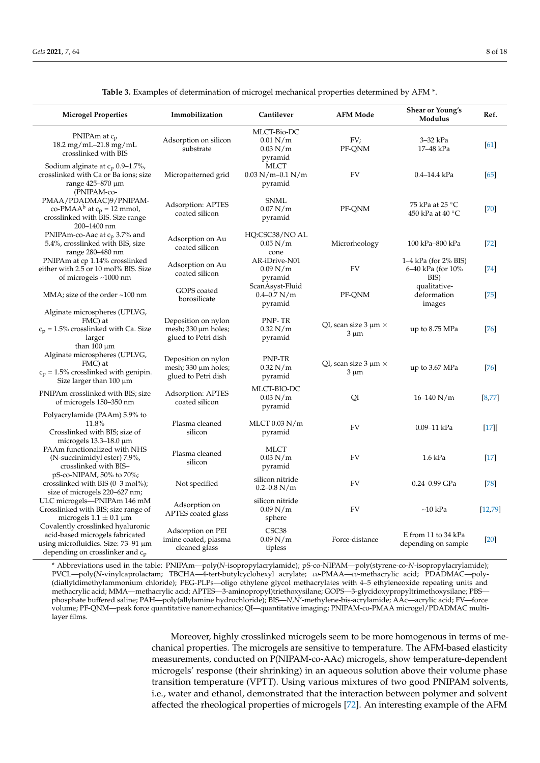**Table 3.** Examples of determination of microgel mechanical properties determined by AFM *.

| Microgel Properties | Immobilization | Cantilever | AFM Mode | Shear or Young's Modulus | Ref. |
|---|---|---|---|---|---|
| PNIPAm at $c_p$ 18.2 mg/mL–21.8 mg/mL crosslinked with BIS | Adsorption on silicon substrate | MLCT-Bio-DC 0.01 N/m 0.03 N/m pyramid | FV; PF-QNM | 3–32 kPa 17–48 kPa | [61] |
| Sodium alginate at $c_p$ 0.9–1.7%, crosslinked with Ca or Ba ions; size range 425–870 µm | Micropatterned grid | MLCT 0.03 N/m–0.1 N/m pyramid | FV | 0.4–14.4 kPa | [65] |
| (PNIPAM-co-PMAA/PDADMAC)9/PNIPAM-co-PMAA[b] at $c_p$ = 12 mmol, crosslinked with BIS. Size range 200–1400 nm | Adsorption: APTES coated silicon | SNML 0.07 N/m pyramid | PF-QNM | 75 kPa at 25 °C 450 kPa at 40 °C | [70] |
| PNIPAm-co-Aac at $c_p$ 3.7% and 5.4%, crosslinked with BIS, size range 280–480 nm | Adsorption on Au coated silicon | HQ:CSC38/NO AL 0.05 N/m cone | Microrheology | 100 kPa–800 kPa | [72] |
| PNIPAm at cp 1.14% crosslinked either with 2.5 or 10 mol% BIS. Size of microgels ~1000 nm | Adsorption on Au coated silicon | AR-iDrive-N01 0.09 N/m pyramid | FV | 1–4 kPa (for 2% BIS) 6–40 kPa (for 10% BIS) | [74] |
| MMA; size of the order ~100 nm | GOPS coated borosilicate | ScanAsyst-Fluid 0.4–0.7 N/m pyramid | PF-QNM | qualitative-deformation images | [75] |
| Alginate microspheres (UPLVG, FMC) at $c_p$ = 1.5% crosslinked with Ca. Size larger than 100 µm | Deposition on nylon mesh; 330 µm holes; glued to Petri dish | PNP- TR 0.32 N/m pyramid | QI, scan size 3 µm × 3 µm | up to 8.75 MPa | [76] |
| Alginate microspheres (UPLVG, FMC) at $c_p$ = 1.5% crosslinked with genipin. Size larger than 100 µm | Deposition on nylon mesh; 330 µm holes; glued to Petri dish | PNP-TR 0.32 N/m pyramid | QI, scan size 3 µm × 3 µm | up to 3.67 MPa | [76] |
| PNIPAm crosslinked with BIS; size of microgels 150–350 nm | Adsorption: APTES coated silicon | MLCT-BIO-DC 0.03 N/m pyramid | QI | 16–140 N/m | [8,77] |
| Polyacrylamide (PAAm) 5.9% to 11.8% Crosslinked with BIS; size of microgels 13.3–18.0 µm | Plasma cleaned silicon | MLCT 0.03 N/m pyramid | FV | 0.09–11 kPa | [17][ |
| PAAm functionalized with NHS (N-succinimidyl ester) 7.9%, crosslinked with BIS– | Plasma cleaned silicon | MLCT 0.03 N/m pyramid | FV | 1.6 kPa | [17] |
| pS-co-NIPAM, 50% to 70%; crosslinked with BIS (0–3 mol%); size of microgels 220–627 nm; | Not specified | silicon nitride 0.2–0.8 N/m | FV | 0.24–0.99 GPa | [78] |
| ULC microgels—PNIPAm 146 mM Crosslinked with BIS; size range of microgels 1.1 ± 0.1 µm | Adsorption on APTES coated glass | silicon nitride 0.09 N/m sphere | FV | ~10 kPa | [12,79] |
| Covalently crosslinked hyaluronic acid-based microgels fabricated using microfluidics. Size: 73–91 µm depending on crosslinker and $c_p$ | Adsorption on PEI imine coated, plasma cleaned glass | CSC38 0.09 N/m tipless | Force-distance | E from 11 to 34 kPa depending on sample | [20] |

* Abbreviations used in the table: PNIPAm—poly(*N*-isopropylacrylamide); pS-co-NIPAM—poly(styrene-co-*N*-isopropylacrylamide); PVCL—poly(*N*-vinylcaprolactam; TBCHA—4-tert-butylcyclohexyl acrylate; *co*-PMAA—*co*-methacrylic acid; PDADMAC—poly-(diallyldimethylammonium chloride); PEG-PLPs—oligo ethylene glycol methacrylates with 4–5 ethyleneoxide repeating units and methacrylic acid; MMA—methacrylic acid; APTES—3-aminopropyl)triethoxysilane; GOPS—3-glycidoxypropyltrimethoxysilane; PBS—phosphate buffered saline; PAH—poly(allylamine hydrochloride); BIS—*N*,*N*′-methylene-bis-acrylamide; AAc—acrylic acid; FV—force volume; PF-QNM—peak force quantitative nanomechanics; QI—quantitative imaging; PNIPAM-co-PMAA microgel/PDADMAC multilayer films.

Moreover, highly crosslinked microgels seem to be more homogenous in terms of mechanical properties. The microgels are sensitive to temperature. The AFM-based elasticity measurements, conducted on P(NIPAM-co-AAc) microgels, show temperature-dependent microgels' response (their shrinking) in an aqueous solution above their volume phase transition temperature (VPTT). Using various mixtures of two good PNIPAM solvents, i.e., water and ethanol, demonstrated that the interaction between polymer and solvent affected the rheological properties of microgels [72]. An interesting example of the AFM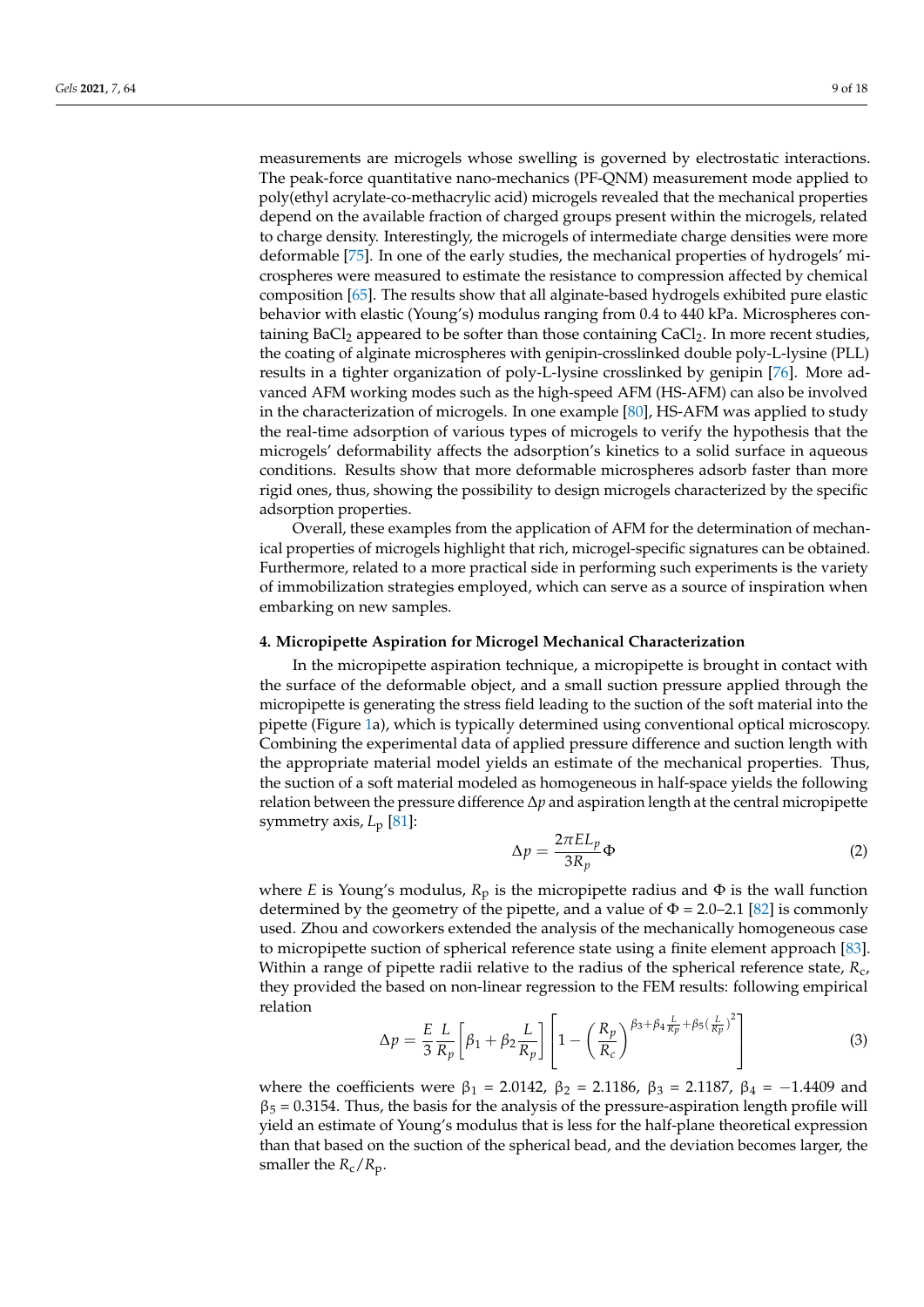measurements are microgels whose swelling is governed by electrostatic interactions. The peak-force quantitative nano-mechanics (PF-QNM) measurement mode applied to poly(ethyl acrylate-co-methacrylic acid) microgels revealed that the mechanical properties depend on the available fraction of charged groups present within the microgels, related to charge density. Interestingly, the microgels of intermediate charge densities were more deformable [75]. In one of the early studies, the mechanical properties of hydrogels' microspheres were measured to estimate the resistance to compression affected by chemical composition [65]. The results show that all alginate-based hydrogels exhibited pure elastic behavior with elastic (Young's) modulus ranging from 0.4 to 440 kPa. Microspheres containing $BaCl_2$ appeared to be softer than those containing $CaCl_2$. In more recent studies, the coating of alginate microspheres with genipin-crosslinked double poly-L-lysine (PLL) results in a tighter organization of poly-L-lysine crosslinked by genipin [76]. More advanced AFM working modes such as the high-speed AFM (HS-AFM) can also be involved in the characterization of microgels. In one example [80], HS-AFM was applied to study the real-time adsorption of various types of microgels to verify the hypothesis that the microgels' deformability affects the adsorption's kinetics to a solid surface in aqueous conditions. Results show that more deformable microspheres adsorb faster than more rigid ones, thus, showing the possibility to design microgels characterized by the specific adsorption properties.

Overall, these examples from the application of AFM for the determination of mechanical properties of microgels highlight that rich, microgel-specific signatures can be obtained. Furthermore, related to a more practical side in performing such experiments is the variety of immobilization strategies employed, which can serve as a source of inspiration when embarking on new samples.

## 4. Micropipette Aspiration for Microgel Mechanical Characterization

In the micropipette aspiration technique, a micropipette is brought in contact with the surface of the deformable object, and a small suction pressure applied through the micropipette is generating the stress field leading to the suction of the soft material into the pipette (Figure 1a), which is typically determined using conventional optical microscopy. Combining the experimental data of applied pressure difference and suction length with the appropriate material model yields an estimate of the mechanical properties. Thus, the suction of a soft material modeled as homogeneous in half-space yields the following relation between the pressure difference $\Delta p$ and aspiration length at the central micropipette symmetry axis, $L_p$ [81]:

$$\Delta p = \frac{2\pi E L_p}{3R_p}\Phi \tag{2}$$

where $E$ is Young's modulus, $R_p$ is the micropipette radius and $\Phi$ is the wall function determined by the geometry of the pipette, and a value of $\Phi = 2.0$–$2.1$ [82] is commonly used. Zhou and coworkers extended the analysis of the mechanically homogeneous case to micropipette suction of spherical reference state using a finite element approach [83]. Within a range of pipette radii relative to the radius of the spherical reference state, $R_c$, they provided the based on non-linear regression to the FEM results: following empirical relation

$$\Delta p = \frac{E}{3}\frac{L}{R_p}\left[\beta_1 + \beta_2\frac{L}{R_p}\right]\left[1 - \left(\frac{R_p}{R_c}\right)^{\beta_3 + \beta_4\frac{L}{R_p} + \beta_5\left(\frac{L}{R_p}\right)^2}\right] \tag{3}$$

where the coefficients were $\beta_1 = 2.0142$, $\beta_2 = 2.1186$, $\beta_3 = 2.1187$, $\beta_4 = -1.4409$ and $\beta_5 = 0.3154$. Thus, the basis for the analysis of the pressure-aspiration length profile will yield an estimate of Young's modulus that is less for the half-plane theoretical expression than that based on the suction of the spherical bead, and the deviation becomes larger, the smaller the $R_c/R_p$.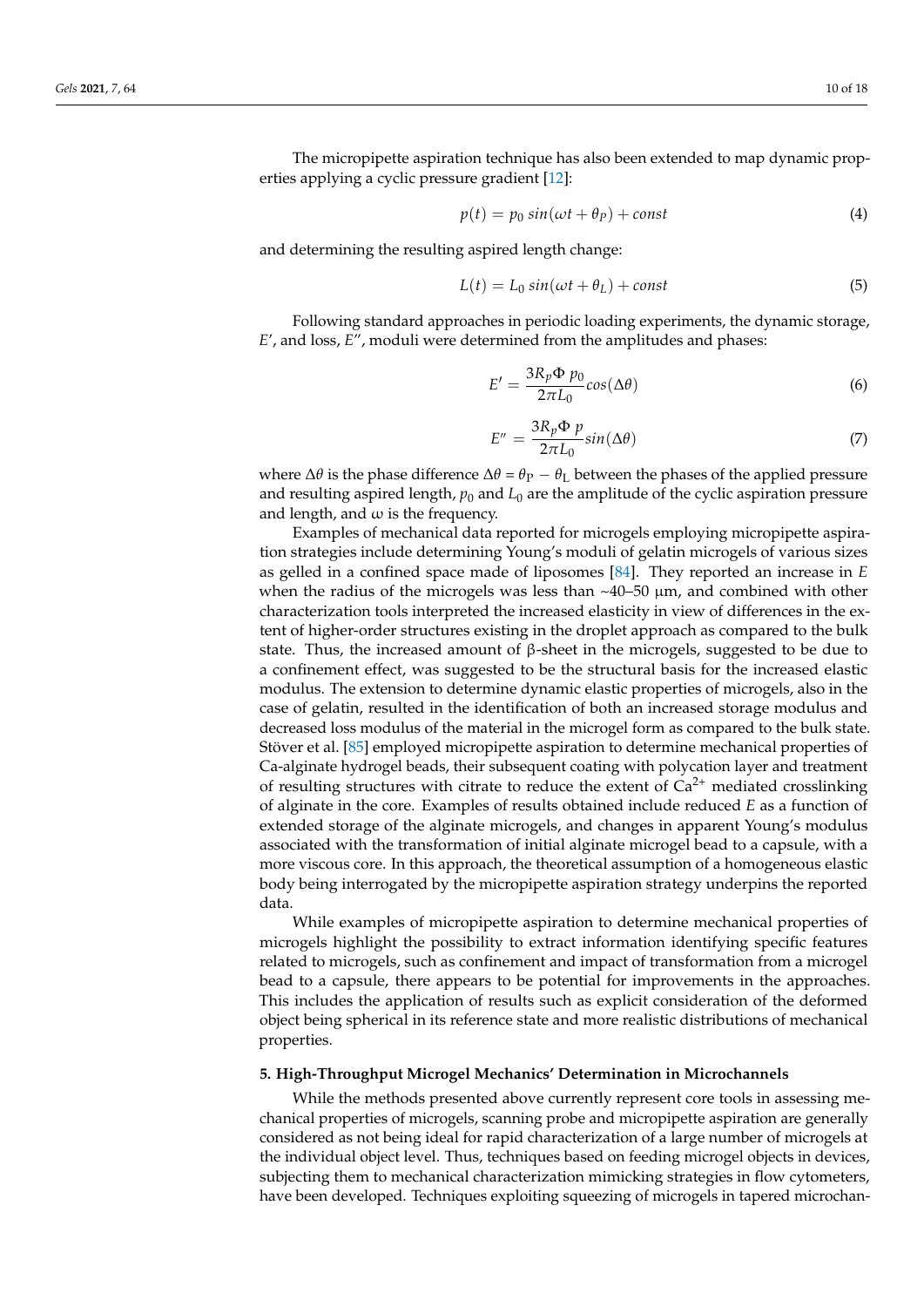The micropipette aspiration technique has also been extended to map dynamic properties applying a cyclic pressure gradient [12]:

$$p(t) = p_0 \, sin(\omega t + \theta_P) + const \tag{4}$$

and determining the resulting aspired length change:

$$L(t) = L_0 \, sin(\omega t + \theta_L) + const \tag{5}$$

Following standard approaches in periodic loading experiments, the dynamic storage, $E'$, and loss, $E''$, moduli were determined from the amplitudes and phases:

$$E' = \frac{3R_p\Phi \, p_0}{2\pi L_0} cos(\Delta\theta) \tag{6}$$

$$E'' = \frac{3R_p\Phi \, p}{2\pi L_0} sin(\Delta\theta) \tag{7}$$

where $\Delta\theta$ is the phase difference $\Delta\theta = \theta_P - \theta_L$ between the phases of the applied pressure and resulting aspired length, $p_0$ and $L_0$ are the amplitude of the cyclic aspiration pressure and length, and $\omega$ is the frequency.

Examples of mechanical data reported for microgels employing micropipette aspiration strategies include determining Young's moduli of gelatin microgels of various sizes as gelled in a confined space made of liposomes [84]. They reported an increase in $E$ when the radius of the microgels was less than ~40–50 µm, and combined with other characterization tools interpreted the increased elasticity in view of differences in the extent of higher-order structures existing in the droplet approach as compared to the bulk state. Thus, the increased amount of β-sheet in the microgels, suggested to be due to a confinement effect, was suggested to be the structural basis for the increased elastic modulus. The extension to determine dynamic elastic properties of microgels, also in the case of gelatin, resulted in the identification of both an increased storage modulus and decreased loss modulus of the material in the microgel form as compared to the bulk state. Stöver et al. [85] employed micropipette aspiration to determine mechanical properties of Ca-alginate hydrogel beads, their subsequent coating with polycation layer and treatment of resulting structures with citrate to reduce the extent of $Ca^{2+}$ mediated crosslinking of alginate in the core. Examples of results obtained include reduced $E$ as a function of extended storage of the alginate microgels, and changes in apparent Young's modulus associated with the transformation of initial alginate microgel bead to a capsule, with a more viscous core. In this approach, the theoretical assumption of a homogeneous elastic body being interrogated by the micropipette aspiration strategy underpins the reported data.

While examples of micropipette aspiration to determine mechanical properties of microgels highlight the possibility to extract information identifying specific features related to microgels, such as confinement and impact of transformation from a microgel bead to a capsule, there appears to be potential for improvements in the approaches. This includes the application of results such as explicit consideration of the deformed object being spherical in its reference state and more realistic distributions of mechanical properties.

## 5. High-Throughput Microgel Mechanics' Determination in Microchannels

While the methods presented above currently represent core tools in assessing mechanical properties of microgels, scanning probe and micropipette aspiration are generally considered as not being ideal for rapid characterization of a large number of microgels at the individual object level. Thus, techniques based on feeding microgel objects in devices, subjecting them to mechanical characterization mimicking strategies in flow cytometers, have been developed. Techniques exploiting squeezing of microgels in tapered microchan-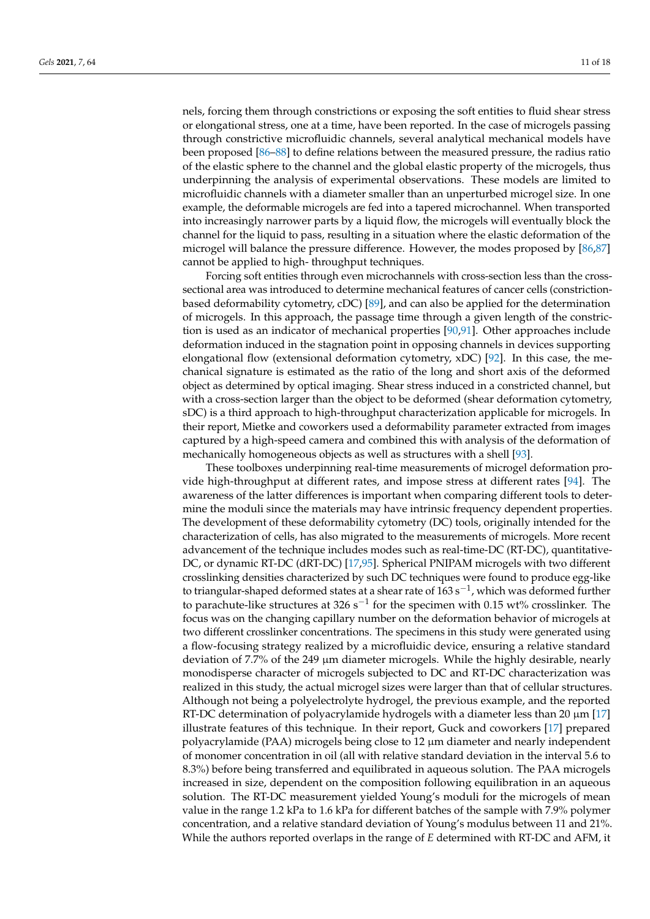nels, forcing them through constrictions or exposing the soft entities to fluid shear stress or elongational stress, one at a time, have been reported. In the case of microgels passing through constrictive microfluidic channels, several analytical mechanical models have been proposed [86–88] to define relations between the measured pressure, the radius ratio of the elastic sphere to the channel and the global elastic property of the microgels, thus underpinning the analysis of experimental observations. These models are limited to microfluidic channels with a diameter smaller than an unperturbed microgel size. In one example, the deformable microgels are fed into a tapered microchannel. When transported into increasingly narrower parts by a liquid flow, the microgels will eventually block the channel for the liquid to pass, resulting in a situation where the elastic deformation of the microgel will balance the pressure difference. However, the modes proposed by [86,87] cannot be applied to high- throughput techniques.

Forcing soft entities through even microchannels with cross-section less than the cross-sectional area was introduced to determine mechanical features of cancer cells (constriction-based deformability cytometry, cDC) [89], and can also be applied for the determination of microgels. In this approach, the passage time through a given length of the constriction is used as an indicator of mechanical properties [90,91]. Other approaches include deformation induced in the stagnation point in opposing channels in devices supporting elongational flow (extensional deformation cytometry, xDC) [92]. In this case, the mechanical signature is estimated as the ratio of the long and short axis of the deformed object as determined by optical imaging. Shear stress induced in a constricted channel, but with a cross-section larger than the object to be deformed (shear deformation cytometry, sDC) is a third approach to high-throughput characterization applicable for microgels. In their report, Mietke and coworkers used a deformability parameter extracted from images captured by a high-speed camera and combined this with analysis of the deformation of mechanically homogeneous objects as well as structures with a shell [93].

These toolboxes underpinning real-time measurements of microgel deformation provide high-throughput at different rates, and impose stress at different rates [94]. The awareness of the latter differences is important when comparing different tools to determine the moduli since the materials may have intrinsic frequency dependent properties. The development of these deformability cytometry (DC) tools, originally intended for the characterization of cells, has also migrated to the measurements of microgels. More recent advancement of the technique includes modes such as real-time-DC (RT-DC), quantitative-DC, or dynamic RT-DC (dRT-DC) [17,95]. Spherical PNIPAM microgels with two different crosslinking densities characterized by such DC techniques were found to produce egg-like to triangular-shaped deformed states at a shear rate of 163 $s^{-1}$, which was deformed further to parachute-like structures at 326 $s^{-1}$ for the specimen with 0.15 wt% crosslinker. The focus was on the changing capillary number on the deformation behavior of microgels at two different crosslinker concentrations. The specimens in this study were generated using a flow-focusing strategy realized by a microfluidic device, ensuring a relative standard deviation of 7.7% of the 249 μm diameter microgels. While the highly desirable, nearly monodisperse character of microgels subjected to DC and RT-DC characterization was realized in this study, the actual microgel sizes were larger than that of cellular structures. Although not being a polyelectrolyte hydrogel, the previous example, and the reported RT-DC determination of polyacrylamide hydrogels with a diameter less than 20 μm [17] illustrate features of this technique. In their report, Guck and coworkers [17] prepared polyacrylamide (PAA) microgels being close to 12 μm diameter and nearly independent of monomer concentration in oil (all with relative standard deviation in the interval 5.6 to 8.3%) before being transferred and equilibrated in aqueous solution. The PAA microgels increased in size, dependent on the composition following equilibration in an aqueous solution. The RT-DC measurement yielded Young's moduli for the microgels of mean value in the range 1.2 kPa to 1.6 kPa for different batches of the sample with 7.9% polymer concentration, and a relative standard deviation of Young's modulus between 11 and 21%. While the authors reported overlaps in the range of $E$ determined with RT-DC and AFM, it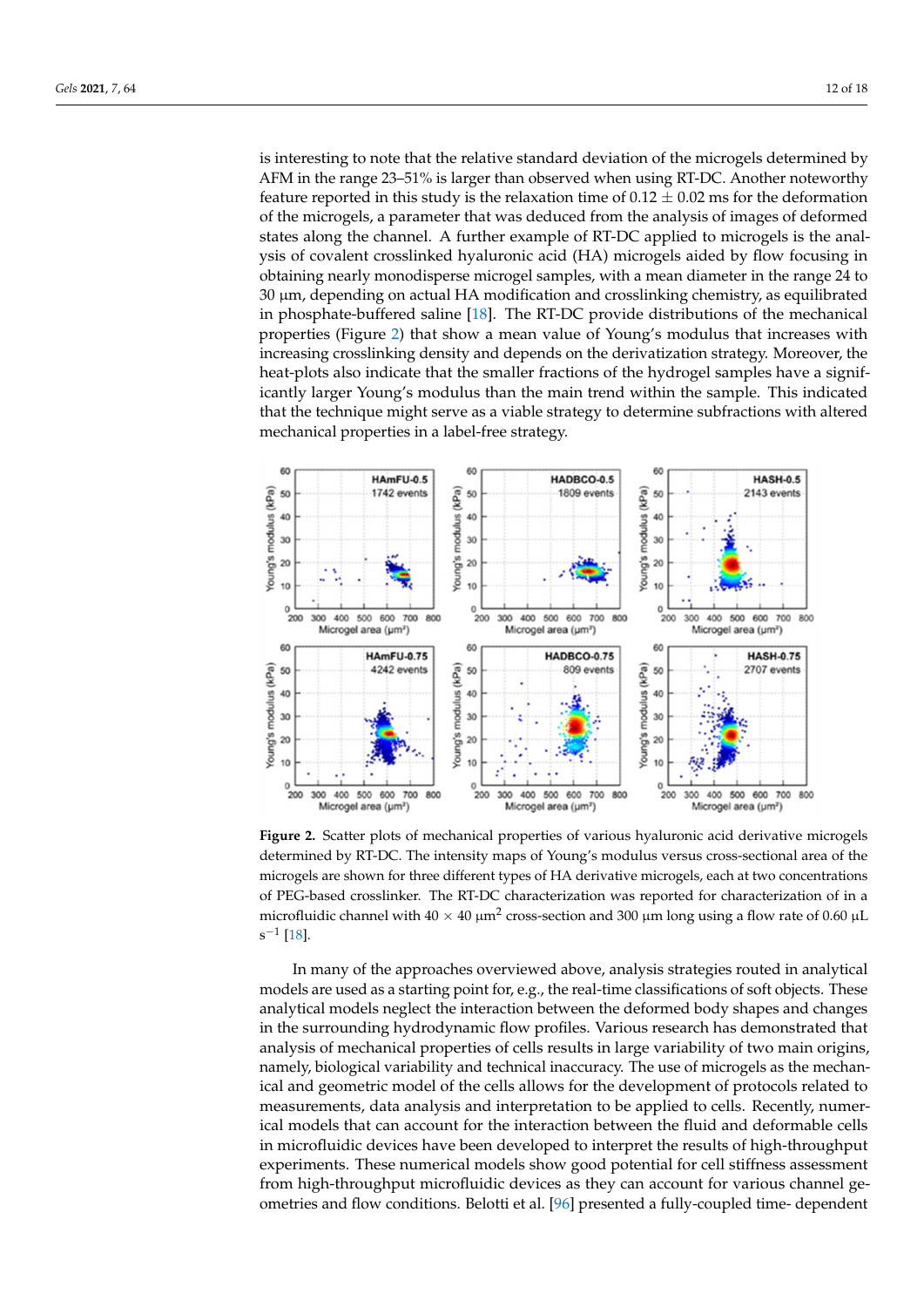is interesting to note that the relative standard deviation of the microgels determined by AFM in the range 23–51% is larger than observed when using RT-DC. Another noteworthy feature reported in this study is the relaxation time of $0.12 \pm 0.02$ ms for the deformation of the microgels, a parameter that was deduced from the analysis of images of deformed states along the channel. A further example of RT-DC applied to microgels is the analysis of covalent crosslinked hyaluronic acid (HA) microgels aided by flow focusing in obtaining nearly monodisperse microgel samples, with a mean diameter in the range 24 to 30 µm, depending on actual HA modification and crosslinking chemistry, as equilibrated in phosphate-buffered saline [18]. The RT-DC provide distributions of the mechanical properties (Figure 2) that show a mean value of Young's modulus that increases with increasing crosslinking density and depends on the derivatization strategy. Moreover, the heat-plots also indicate that the smaller fractions of the hydrogel samples have a significantly larger Young's modulus than the main trend within the sample. This indicated that the technique might serve as a viable strategy to determine subfractions with altered mechanical properties in a label-free strategy.

**Figure 2.** Scatter plots of mechanical properties of various hyaluronic acid derivative microgels determined by RT-DC. The intensity maps of Young's modulus versus cross-sectional area of the microgels are shown for three different types of HA derivative microgels, each at two concentrations of PEG-based crosslinker. The RT-DC characterization was reported for characterization of in a microfluidic channel with $40 \times 40$ µm$^2$ cross-section and 300 µm long using a flow rate of 0.60 µL s$^{-1}$ [18].

In many of the approaches overviewed above, analysis strategies routed in analytical models are used as a starting point for, e.g., the real-time classifications of soft objects. These analytical models neglect the interaction between the deformed body shapes and changes in the surrounding hydrodynamic flow profiles. Various research has demonstrated that analysis of mechanical properties of cells results in large variability of two main origins, namely, biological variability and technical inaccuracy. The use of microgels as the mechanical and geometric model of the cells allows for the development of protocols related to measurements, data analysis and interpretation to be applied to cells. Recently, numerical models that can account for the interaction between the fluid and deformable cells in microfluidic devices have been developed to interpret the results of high-throughput experiments. These numerical models show good potential for cell stiffness assessment from high-throughput microfluidic devices as they can account for various channel geometries and flow conditions. Belotti et al. [96] presented a fully-coupled time- dependent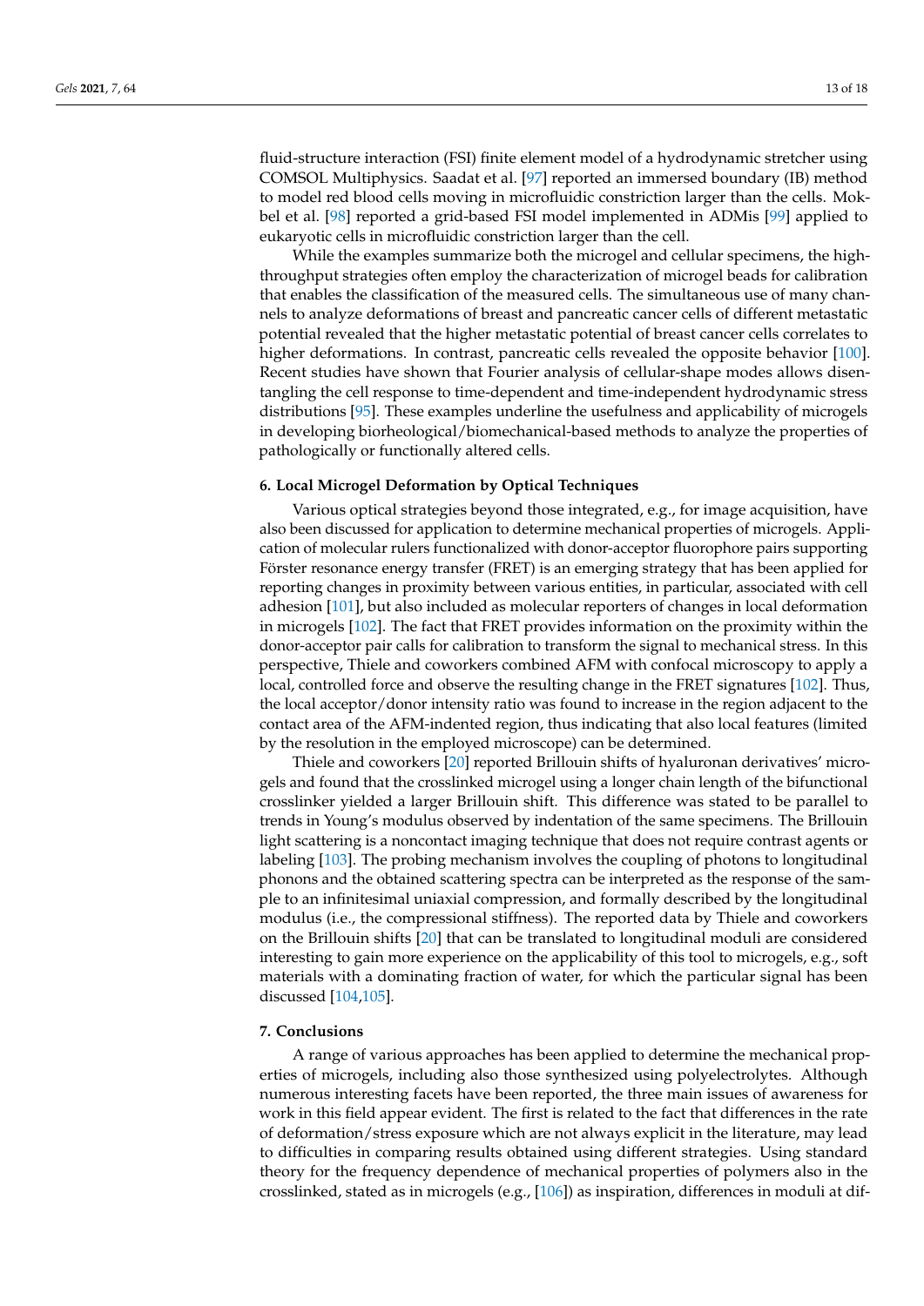fluid-structure interaction (FSI) finite element model of a hydrodynamic stretcher using COMSOL Multiphysics. Saadat et al. [97] reported an immersed boundary (IB) method to model red blood cells moving in microfluidic constriction larger than the cells. Mokbel et al. [98] reported a grid-based FSI model implemented in ADMis [99] applied to eukaryotic cells in microfluidic constriction larger than the cell.

While the examples summarize both the microgel and cellular specimens, the high-throughput strategies often employ the characterization of microgel beads for calibration that enables the classification of the measured cells. The simultaneous use of many channels to analyze deformations of breast and pancreatic cancer cells of different metastatic potential revealed that the higher metastatic potential of breast cancer cells correlates to higher deformations. In contrast, pancreatic cells revealed the opposite behavior [100]. Recent studies have shown that Fourier analysis of cellular-shape modes allows disentangling the cell response to time-dependent and time-independent hydrodynamic stress distributions [95]. These examples underline the usefulness and applicability of microgels in developing biorheological/biomechanical-based methods to analyze the properties of pathologically or functionally altered cells.

## 6. Local Microgel Deformation by Optical Techniques

Various optical strategies beyond those integrated, e.g., for image acquisition, have also been discussed for application to determine mechanical properties of microgels. Application of molecular rulers functionalized with donor-acceptor fluorophore pairs supporting Förster resonance energy transfer (FRET) is an emerging strategy that has been applied for reporting changes in proximity between various entities, in particular, associated with cell adhesion [101], but also included as molecular reporters of changes in local deformation in microgels [102]. The fact that FRET provides information on the proximity within the donor-acceptor pair calls for calibration to transform the signal to mechanical stress. In this perspective, Thiele and coworkers combined AFM with confocal microscopy to apply a local, controlled force and observe the resulting change in the FRET signatures [102]. Thus, the local acceptor/donor intensity ratio was found to increase in the region adjacent to the contact area of the AFM-indented region, thus indicating that also local features (limited by the resolution in the employed microscope) can be determined.

Thiele and coworkers [20] reported Brillouin shifts of hyaluronan derivatives' microgels and found that the crosslinked microgel using a longer chain length of the bifunctional crosslinker yielded a larger Brillouin shift. This difference was stated to be parallel to trends in Young's modulus observed by indentation of the same specimens. The Brillouin light scattering is a noncontact imaging technique that does not require contrast agents or labeling [103]. The probing mechanism involves the coupling of photons to longitudinal phonons and the obtained scattering spectra can be interpreted as the response of the sample to an infinitesimal uniaxial compression, and formally described by the longitudinal modulus (i.e., the compressional stiffness). The reported data by Thiele and coworkers on the Brillouin shifts [20] that can be translated to longitudinal moduli are considered interesting to gain more experience on the applicability of this tool to microgels, e.g., soft materials with a dominating fraction of water, for which the particular signal has been discussed [104,105].

## 7. Conclusions

A range of various approaches has been applied to determine the mechanical properties of microgels, including also those synthesized using polyelectrolytes. Although numerous interesting facets have been reported, the three main issues of awareness for work in this field appear evident. The first is related to the fact that differences in the rate of deformation/stress exposure which are not always explicit in the literature, may lead to difficulties in comparing results obtained using different strategies. Using standard theory for the frequency dependence of mechanical properties of polymers also in the crosslinked, stated as in microgels (e.g., [106]) as inspiration, differences in moduli at dif-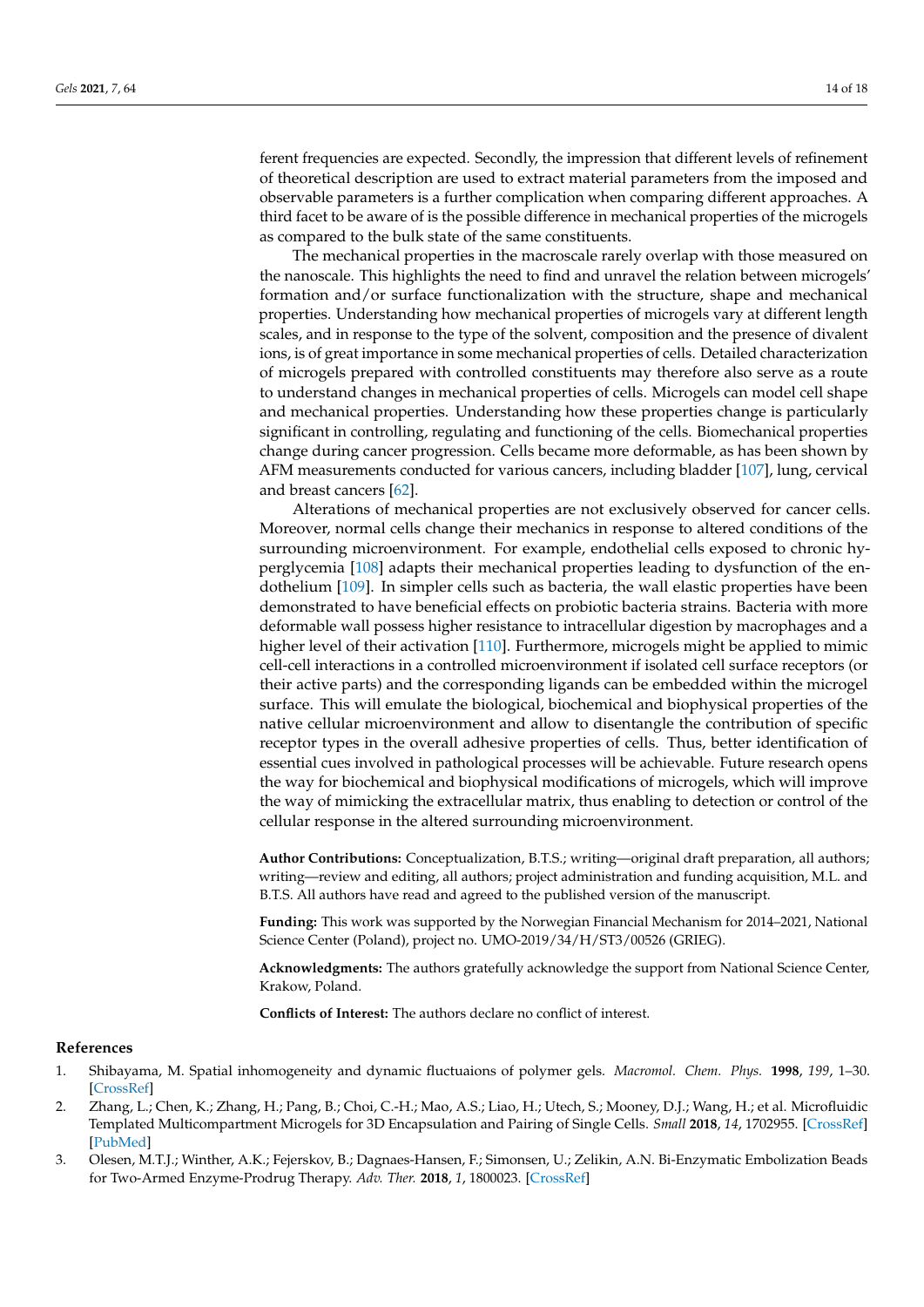ferent frequencies are expected. Secondly, the impression that different levels of refinement of theoretical description are used to extract material parameters from the imposed and observable parameters is a further complication when comparing different approaches. A third facet to be aware of is the possible difference in mechanical properties of the microgels as compared to the bulk state of the same constituents.

The mechanical properties in the macroscale rarely overlap with those measured on the nanoscale. This highlights the need to find and unravel the relation between microgels' formation and/or surface functionalization with the structure, shape and mechanical properties. Understanding how mechanical properties of microgels vary at different length scales, and in response to the type of the solvent, composition and the presence of divalent ions, is of great importance in some mechanical properties of cells. Detailed characterization of microgels prepared with controlled constituents may therefore also serve as a route to understand changes in mechanical properties of cells. Microgels can model cell shape and mechanical properties. Understanding how these properties change is particularly significant in controlling, regulating and functioning of the cells. Biomechanical properties change during cancer progression. Cells became more deformable, as has been shown by AFM measurements conducted for various cancers, including bladder [107], lung, cervical and breast cancers [62].

Alterations of mechanical properties are not exclusively observed for cancer cells. Moreover, normal cells change their mechanics in response to altered conditions of the surrounding microenvironment. For example, endothelial cells exposed to chronic hyperglycemia [108] adapts their mechanical properties leading to dysfunction of the endothelium [109]. In simpler cells such as bacteria, the wall elastic properties have been demonstrated to have beneficial effects on probiotic bacteria strains. Bacteria with more deformable wall possess higher resistance to intracellular digestion by macrophages and a higher level of their activation [110]. Furthermore, microgels might be applied to mimic cell-cell interactions in a controlled microenvironment if isolated cell surface receptors (or their active parts) and the corresponding ligands can be embedded within the microgel surface. This will emulate the biological, biochemical and biophysical properties of the native cellular microenvironment and allow to disentangle the contribution of specific receptor types in the overall adhesive properties of cells. Thus, better identification of essential cues involved in pathological processes will be achievable. Future research opens the way for biochemical and biophysical modifications of microgels, which will improve the way of mimicking the extracellular matrix, thus enabling to detection or control of the cellular response in the altered surrounding microenvironment.

**Author Contributions:** Conceptualization, B.T.S.; writing—original draft preparation, all authors; writing—review and editing, all authors; project administration and funding acquisition, M.L. and B.T.S. All authors have read and agreed to the published version of the manuscript.

**Funding:** This work was supported by the Norwegian Financial Mechanism for 2014–2021, National Science Center (Poland), project no. UMO-2019/34/H/ST3/00526 (GRIEG).

**Acknowledgments:** The authors gratefully acknowledge the support from National Science Center, Krakow, Poland.

**Conflicts of Interest:** The authors declare no conflict of interest.

## References

1. Shibayama, M. Spatial inhomogeneity and dynamic fluctuaions of polymer gels. *Macromol. Chem. Phys.* **1998**, *199*, 1–30. [CrossRef]
2. Zhang, L.; Chen, K.; Zhang, H.; Pang, B.; Choi, C.-H.; Mao, A.S.; Liao, H.; Utech, S.; Mooney, D.J.; Wang, H.; et al. Microfluidic Templated Multicompartment Microgels for 3D Encapsulation and Pairing of Single Cells. *Small* **2018**, *14*, 1702955. [CrossRef] [PubMed]
3. Olesen, M.T.J.; Winther, A.K.; Fejerskov, B.; Dagnaes-Hansen, F.; Simonsen, U.; Zelikin, A.N. Bi-Enzymatic Embolization Beads for Two-Armed Enzyme-Prodrug Therapy. *Adv. Ther.* **2018**, *1*, 1800023. [CrossRef]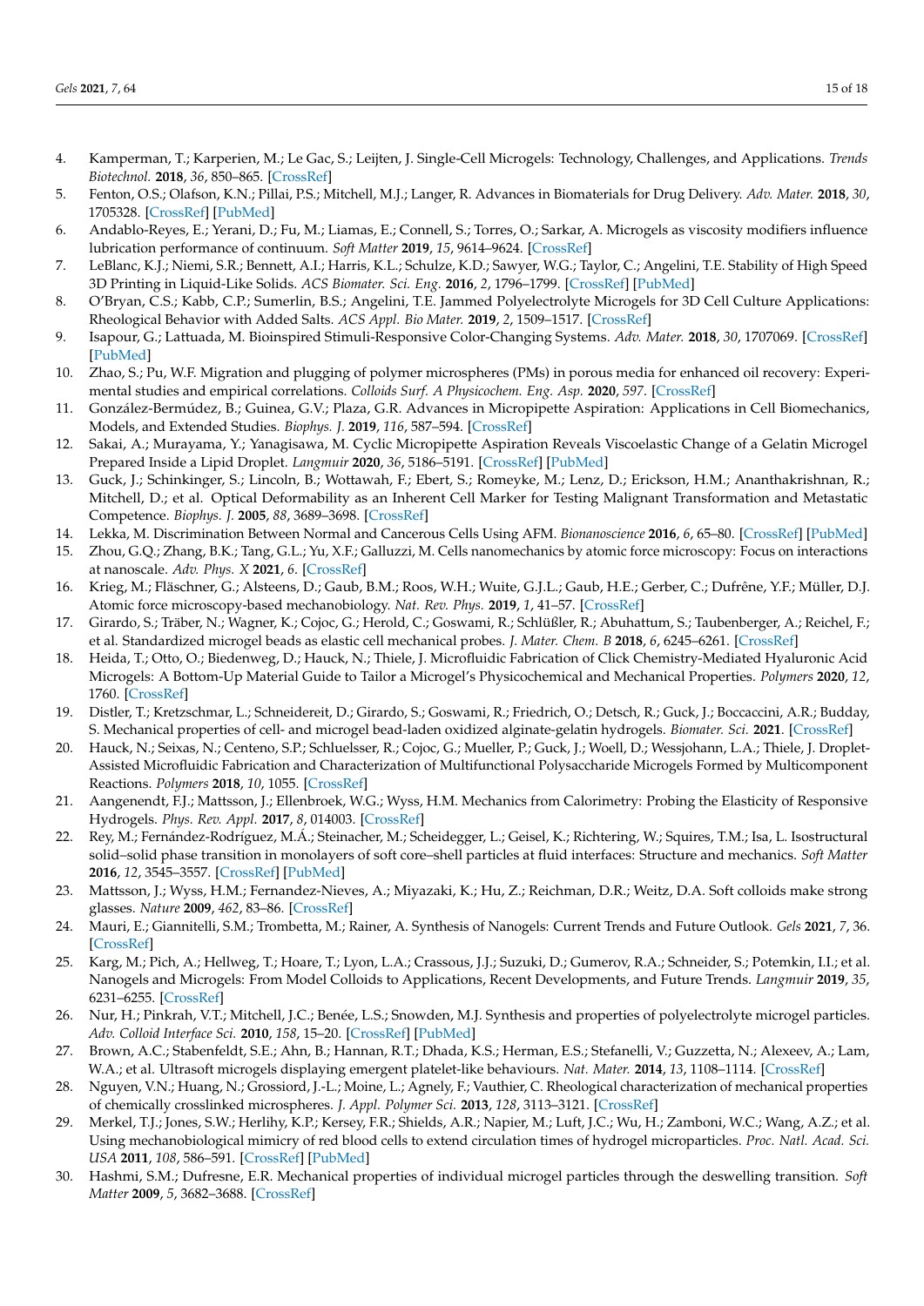4. Kamperman, T.; Karperien, M.; Le Gac, S.; Leijten, J. Single-Cell Microgels: Technology, Challenges, and Applications. *Trends Biotechnol.* **2018**, *36*, 850–865. [CrossRef]
5. Fenton, O.S.; Olafson, K.N.; Pillai, P.S.; Mitchell, M.J.; Langer, R. Advances in Biomaterials for Drug Delivery. *Adv. Mater.* **2018**, *30*, 1705328. [CrossRef] [PubMed]
6. Andablo-Reyes, E.; Yerani, D.; Fu, M.; Liamas, E.; Connell, S.; Torres, O.; Sarkar, A. Microgels as viscosity modifiers influence lubrication performance of continuum. *Soft Matter* **2019**, *15*, 9614–9624. [CrossRef]
7. LeBlanc, K.J.; Niemi, S.R.; Bennett, A.I.; Harris, K.L.; Schulze, K.D.; Sawyer, W.G.; Taylor, C.; Angelini, T.E. Stability of High Speed 3D Printing in Liquid-Like Solids. *ACS Biomater. Sci. Eng.* **2016**, *2*, 1796–1799. [CrossRef] [PubMed]
8. O'Bryan, C.S.; Kabb, C.P.; Sumerlin, B.S.; Angelini, T.E. Jammed Polyelectrolyte Microgels for 3D Cell Culture Applications: Rheological Behavior with Added Salts. *ACS Appl. Bio Mater.* **2019**, *2*, 1509–1517. [CrossRef]
9. Isapour, G.; Lattuada, M. Bioinspired Stimuli-Responsive Color-Changing Systems. *Adv. Mater.* **2018**, *30*, 1707069. [CrossRef] [PubMed]
10. Zhao, S.; Pu, W.F. Migration and plugging of polymer microspheres (PMs) in porous media for enhanced oil recovery: Experimental studies and empirical correlations. *Colloids Surf. A Physicochem. Eng. Asp.* **2020**, *597*. [CrossRef]
11. González-Bermúdez, B.; Guinea, G.V.; Plaza, G.R. Advances in Micropipette Aspiration: Applications in Cell Biomechanics, Models, and Extended Studies. *Biophys. J.* **2019**, *116*, 587–594. [CrossRef]
12. Sakai, A.; Murayama, Y.; Yanagisawa, M. Cyclic Micropipette Aspiration Reveals Viscoelastic Change of a Gelatin Microgel Prepared Inside a Lipid Droplet. *Langmuir* **2020**, *36*, 5186–5191. [CrossRef] [PubMed]
13. Guck, J.; Schinkinger, S.; Lincoln, B.; Wottawah, F.; Ebert, S.; Romeyke, M.; Lenz, D.; Erickson, H.M.; Ananthakrishnan, R.; Mitchell, D.; et al. Optical Deformability as an Inherent Cell Marker for Testing Malignant Transformation and Metastatic Competence. *Biophys. J.* **2005**, *88*, 3689–3698. [CrossRef]
14. Lekka, M. Discrimination Between Normal and Cancerous Cells Using AFM. *Bionanoscience* **2016**, *6*, 65–80. [CrossRef] [PubMed]
15. Zhou, G.Q.; Zhang, B.K.; Tang, G.L.; Yu, X.F.; Galluzzi, M. Cells nanomechanics by atomic force microscopy: Focus on interactions at nanoscale. *Adv. Phys. X* **2021**, *6*. [CrossRef]
16. Krieg, M.; Fläschner, G.; Alsteens, D.; Gaub, B.M.; Roos, W.H.; Wuite, G.J.L.; Gaub, H.E.; Gerber, C.; Dufrêne, Y.F.; Müller, D.J. Atomic force microscopy-based mechanobiology. *Nat. Rev. Phys.* **2019**, *1*, 41–57. [CrossRef]
17. Girardo, S.; Träber, N.; Wagner, K.; Cojoc, G.; Herold, C.; Goswami, R.; Schlüßler, R.; Abuhattum, S.; Taubenberger, A.; Reichel, F.; et al. Standardized microgel beads as elastic cell mechanical probes. *J. Mater. Chem. B* **2018**, *6*, 6245–6261. [CrossRef]
18. Heida, T.; Otto, O.; Biedenweg, D.; Hauck, N.; Thiele, J. Microfluidic Fabrication of Click Chemistry-Mediated Hyaluronic Acid Microgels: A Bottom-Up Material Guide to Tailor a Microgel's Physicochemical and Mechanical Properties. *Polymers* **2020**, *12*, 1760. [CrossRef]
19. Distler, T.; Kretzschmar, L.; Schneidereit, D.; Girardo, S.; Goswami, R.; Friedrich, O.; Detsch, R.; Guck, J.; Boccaccini, A.R.; Budday, S. Mechanical properties of cell- and microgel bead-laden oxidized alginate-gelatin hydrogels. *Biomater. Sci.* **2021**. [CrossRef]
20. Hauck, N.; Seixas, N.; Centeno, S.P.; Schluesser, R.; Cojoc, G.; Mueller, P.; Guck, J.; Woell, D.; Wessjohann, L.A.; Thiele, J. Droplet-Assisted Microfluidic Fabrication and Characterization of Multifunctional Polysaccharide Microgels Formed by Multicomponent Reactions. *Polymers* **2018**, *10*, 1055. [CrossRef]
21. Aangenendt, F.J.; Mattsson, J.; Ellenbroek, W.G.; Wyss, H.M. Mechanics from Calorimetry: Probing the Elasticity of Responsive Hydrogels. *Phys. Rev. Appl.* **2017**, *8*, 014003. [CrossRef]
22. Rey, M.; Fernández-Rodríguez, M.Á.; Steinacher, M.; Scheidegger, L.; Geisel, K.; Richtering, W.; Squires, T.M.; Isa, L. Isostructural solid–solid phase transition in monolayers of soft core–shell particles at fluid interfaces: Structure and mechanics. *Soft Matter* **2016**, *12*, 3545–3557. [CrossRef] [PubMed]
23. Mattsson, J.; Wyss, H.M.; Fernandez-Nieves, A.; Miyazaki, K.; Hu, Z.; Reichman, D.R.; Weitz, D.A. Soft colloids make strong glasses. *Nature* **2009**, *462*, 83–86. [CrossRef]
24. Mauri, E.; Giannitelli, S.M.; Trombetta, M.; Rainer, A. Synthesis of Nanogels: Current Trends and Future Outlook. *Gels* **2021**, *7*, 36. [CrossRef]
25. Karg, M.; Pich, A.; Hellweg, T.; Hoare, T.; Lyon, L.A.; Crassous, J.J.; Suzuki, D.; Gumerov, R.A.; Schneider, S.; Potemkin, I.I.; et al. Nanogels and Microgels: From Model Colloids to Applications, Recent Developments, and Future Trends. *Langmuir* **2019**, *35*, 6231–6255. [CrossRef]
26. Nur, H.; Pinkrah, V.T.; Mitchell, J.C.; Benée, L.S.; Snowden, M.J. Synthesis and properties of polyelectrolyte microgel particles. *Adv. Colloid Interface Sci.* **2010**, *158*, 15–20. [CrossRef] [PubMed]
27. Brown, A.C.; Stabenfeldt, S.E.; Ahn, B.; Hannan, R.T.; Dhada, K.S.; Herman, E.S.; Stefanelli, V.; Guzzetta, N.; Alexeev, A.; Lam, W.A.; et al. Ultrasoft microgels displaying emergent platelet-like behaviours. *Nat. Mater.* **2014**, *13*, 1108–1114. [CrossRef]
28. Nguyen, V.N.; Huang, N.; Grossiord, J.-L.; Moine, L.; Agnely, F.; Vauthier, C. Rheological characterization of mechanical properties of chemically crosslinked microspheres. *J. Appl. Polymer Sci.* **2013**, *128*, 3113–3121. [CrossRef]
29. Merkel, T.J.; Jones, S.W.; Herlihy, K.P.; Kersey, F.R.; Shields, A.R.; Napier, M.; Luft, J.C.; Wu, H.; Zamboni, W.C.; Wang, A.Z.; et al. Using mechanobiological mimicry of red blood cells to extend circulation times of hydrogel microparticles. *Proc. Natl. Acad. Sci. USA* **2011**, *108*, 586–591. [CrossRef] [PubMed]
30. Hashmi, S.M.; Dufresne, E.R. Mechanical properties of individual microgel particles through the deswelling transition. *Soft Matter* **2009**, *5*, 3682–3688. [CrossRef]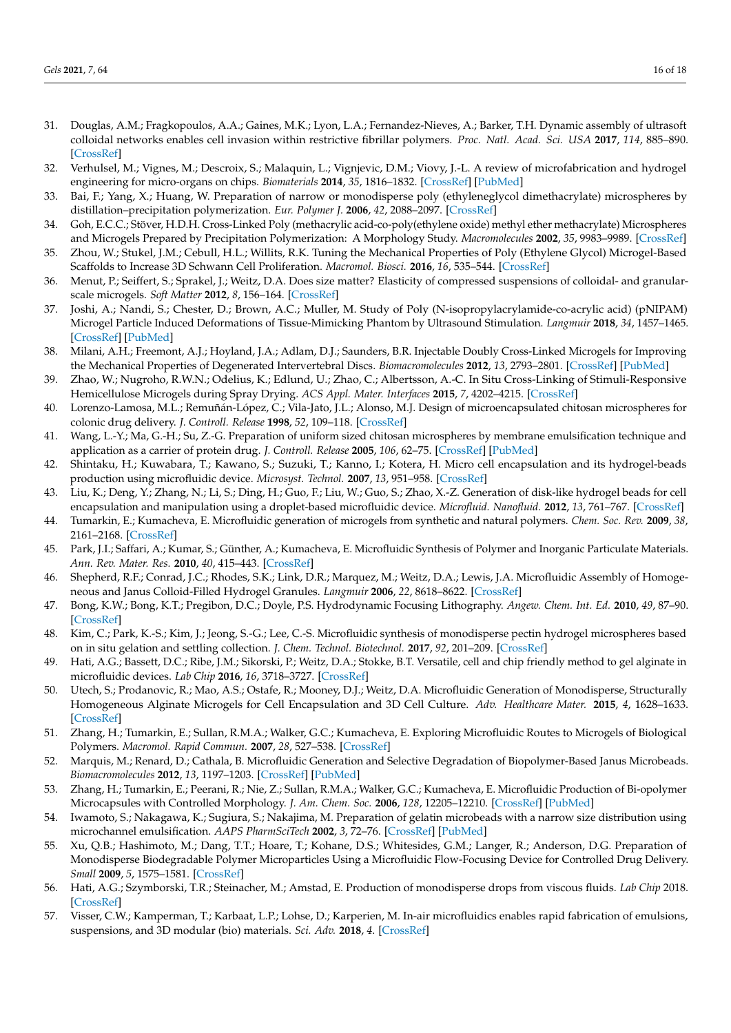31. Douglas, A.M.; Fragkopoulos, A.A.; Gaines, M.K.; Lyon, L.A.; Fernandez-Nieves, A.; Barker, T.H. Dynamic assembly of ultrasoft colloidal networks enables cell invasion within restrictive fibrillar polymers. *Proc. Natl. Acad. Sci. USA* **2017**, *114*, 885–890. [CrossRef]
32. Verhulsel, M.; Vignes, M.; Descroix, S.; Malaquin, L.; Vignjevic, D.M.; Viovy, J.-L. A review of microfabrication and hydrogel engineering for micro-organs on chips. *Biomaterials* **2014**, *35*, 1816–1832. [CrossRef] [PubMed]
33. Bai, F.; Yang, X.; Huang, W. Preparation of narrow or monodisperse poly (ethyleneglycol dimethacrylate) microspheres by distillation–precipitation polymerization. *Eur. Polymer J.* **2006**, *42*, 2088–2097. [CrossRef]
34. Goh, E.C.C.; Stöver, H.D.H. Cross-Linked Poly (methacrylic acid-co-poly(ethylene oxide) methyl ether methacrylate) Microspheres and Microgels Prepared by Precipitation Polymerization: A Morphology Study. *Macromolecules* **2002**, *35*, 9983–9989. [CrossRef]
35. Zhou, W.; Stukel, J.M.; Cebull, H.L.; Willits, R.K. Tuning the Mechanical Properties of Poly (Ethylene Glycol) Microgel-Based Scaffolds to Increase 3D Schwann Cell Proliferation. *Macromol. Biosci.* **2016**, *16*, 535–544. [CrossRef]
36. Menut, P.; Seiffert, S.; Sprakel, J.; Weitz, D.A. Does size matter? Elasticity of compressed suspensions of colloidal- and granular-scale microgels. *Soft Matter* **2012**, *8*, 156–164. [CrossRef]
37. Joshi, A.; Nandi, S.; Chester, D.; Brown, A.C.; Muller, M. Study of Poly (N-isopropylacrylamide-co-acrylic acid) (pNIPAM) Microgel Particle Induced Deformations of Tissue-Mimicking Phantom by Ultrasound Stimulation. *Langmuir* **2018**, *34*, 1457–1465. [CrossRef] [PubMed]
38. Milani, A.H.; Freemont, A.J.; Hoyland, J.A.; Adlam, D.J.; Saunders, B.R. Injectable Doubly Cross-Linked Microgels for Improving the Mechanical Properties of Degenerated Intervertebral Discs. *Biomacromolecules* **2012**, *13*, 2793–2801. [CrossRef] [PubMed]
39. Zhao, W.; Nugroho, R.W.N.; Odelius, K.; Edlund, U.; Zhao, C.; Albertsson, A.-C. In Situ Cross-Linking of Stimuli-Responsive Hemicellulose Microgels during Spray Drying. *ACS Appl. Mater. Interfaces* **2015**, *7*, 4202–4215. [CrossRef]
40. Lorenzo-Lamosa, M.L.; Remuñán-López, C.; Vila-Jato, J.L.; Alonso, M.J. Design of microencapsulated chitosan microspheres for colonic drug delivery. *J. Controll. Release* **1998**, *52*, 109–118. [CrossRef]
41. Wang, L.-Y.; Ma, G.-H.; Su, Z.-G. Preparation of uniform sized chitosan microspheres by membrane emulsification technique and application as a carrier of protein drug. *J. Controll. Release* **2005**, *106*, 62–75. [CrossRef] [PubMed]
42. Shintaku, H.; Kuwabara, T.; Kawano, S.; Suzuki, T.; Kanno, I.; Kotera, H. Micro cell encapsulation and its hydrogel-beads production using microfluidic device. *Microsyst. Technol.* **2007**, *13*, 951–958. [CrossRef]
43. Liu, K.; Deng, Y.; Zhang, N.; Li, S.; Ding, H.; Guo, F.; Liu, W.; Guo, S.; Zhao, X.-Z. Generation of disk-like hydrogel beads for cell encapsulation and manipulation using a droplet-based microfluidic device. *Microfluid. Nanofluid.* **2012**, *13*, 761–767. [CrossRef]
44. Tumarkin, E.; Kumacheva, E. Microfluidic generation of microgels from synthetic and natural polymers. *Chem. Soc. Rev.* **2009**, *38*, 2161–2168. [CrossRef]
45. Park, J.I.; Saffari, A.; Kumar, S.; Günther, A.; Kumacheva, E. Microfluidic Synthesis of Polymer and Inorganic Particulate Materials. *Ann. Rev. Mater. Res.* **2010**, *40*, 415–443. [CrossRef]
46. Shepherd, R.F.; Conrad, J.C.; Rhodes, S.K.; Link, D.R.; Marquez, M.; Weitz, D.A.; Lewis, J.A. Microfluidic Assembly of Homogeneous and Janus Colloid-Filled Hydrogel Granules. *Langmuir* **2006**, *22*, 8618–8622. [CrossRef]
47. Bong, K.W.; Bong, K.T.; Pregibon, D.C.; Doyle, P.S. Hydrodynamic Focusing Lithography. *Angew. Chem. Int. Ed.* **2010**, *49*, 87–90. [CrossRef]
48. Kim, C.; Park, K.-S.; Kim, J.; Jeong, S.-G.; Lee, C.-S. Microfluidic synthesis of monodisperse pectin hydrogel microspheres based on in situ gelation and settling collection. *J. Chem. Technol. Biotechnol.* **2017**, *92*, 201–209. [CrossRef]
49. Hati, A.G.; Bassett, D.C.; Ribe, J.M.; Sikorski, P.; Weitz, D.A.; Stokke, B.T. Versatile, cell and chip friendly method to gel alginate in microfluidic devices. *Lab Chip* **2016**, *16*, 3718–3727. [CrossRef]
50. Utech, S.; Prodanovic, R.; Mao, A.S.; Ostafe, R.; Mooney, D.J.; Weitz, D.A. Microfluidic Generation of Monodisperse, Structurally Homogeneous Alginate Microgels for Cell Encapsulation and 3D Cell Culture. *Adv. Healthcare Mater.* **2015**, *4*, 1628–1633. [CrossRef]
51. Zhang, H.; Tumarkin, E.; Sullan, R.M.A.; Walker, G.C.; Kumacheva, E. Exploring Microfluidic Routes to Microgels of Biological Polymers. *Macromol. Rapid Commun.* **2007**, *28*, 527–538. [CrossRef]
52. Marquis, M.; Renard, D.; Cathala, B. Microfluidic Generation and Selective Degradation of Biopolymer-Based Janus Microbeads. *Biomacromolecules* **2012**, *13*, 1197–1203. [CrossRef] [PubMed]
53. Zhang, H.; Tumarkin, E.; Peerani, R.; Nie, Z.; Sullan, R.M.A.; Walker, G.C.; Kumacheva, E. Microfluidic Production of Bi-opolymer Microcapsules with Controlled Morphology. *J. Am. Chem. Soc.* **2006**, *128*, 12205–12210. [CrossRef] [PubMed]
54. Iwamoto, S.; Nakagawa, K.; Sugiura, S.; Nakajima, M. Preparation of gelatin microbeads with a narrow size distribution using microchannel emulsification. *AAPS PharmSciTech* **2002**, *3*, 72–76. [CrossRef] [PubMed]
55. Xu, Q.B.; Hashimoto, M.; Dang, T.T.; Hoare, T.; Kohane, D.S.; Whitesides, G.M.; Langer, R.; Anderson, D.G. Preparation of Monodisperse Biodegradable Polymer Microparticles Using a Microfluidic Flow-Focusing Device for Controlled Drug Delivery. *Small* **2009**, *5*, 1575–1581. [CrossRef]
56. Hati, A.G.; Szymborski, T.R.; Steinacher, M.; Amstad, E. Production of monodisperse drops from viscous fluids. *Lab Chip* 2018. [CrossRef]
57. Visser, C.W.; Kamperman, T.; Karbaat, L.P.; Lohse, D.; Karperien, M. In-air microfluidics enables rapid fabrication of emulsions, suspensions, and 3D modular (bio) materials. *Sci. Adv.* **2018**, *4*. [CrossRef]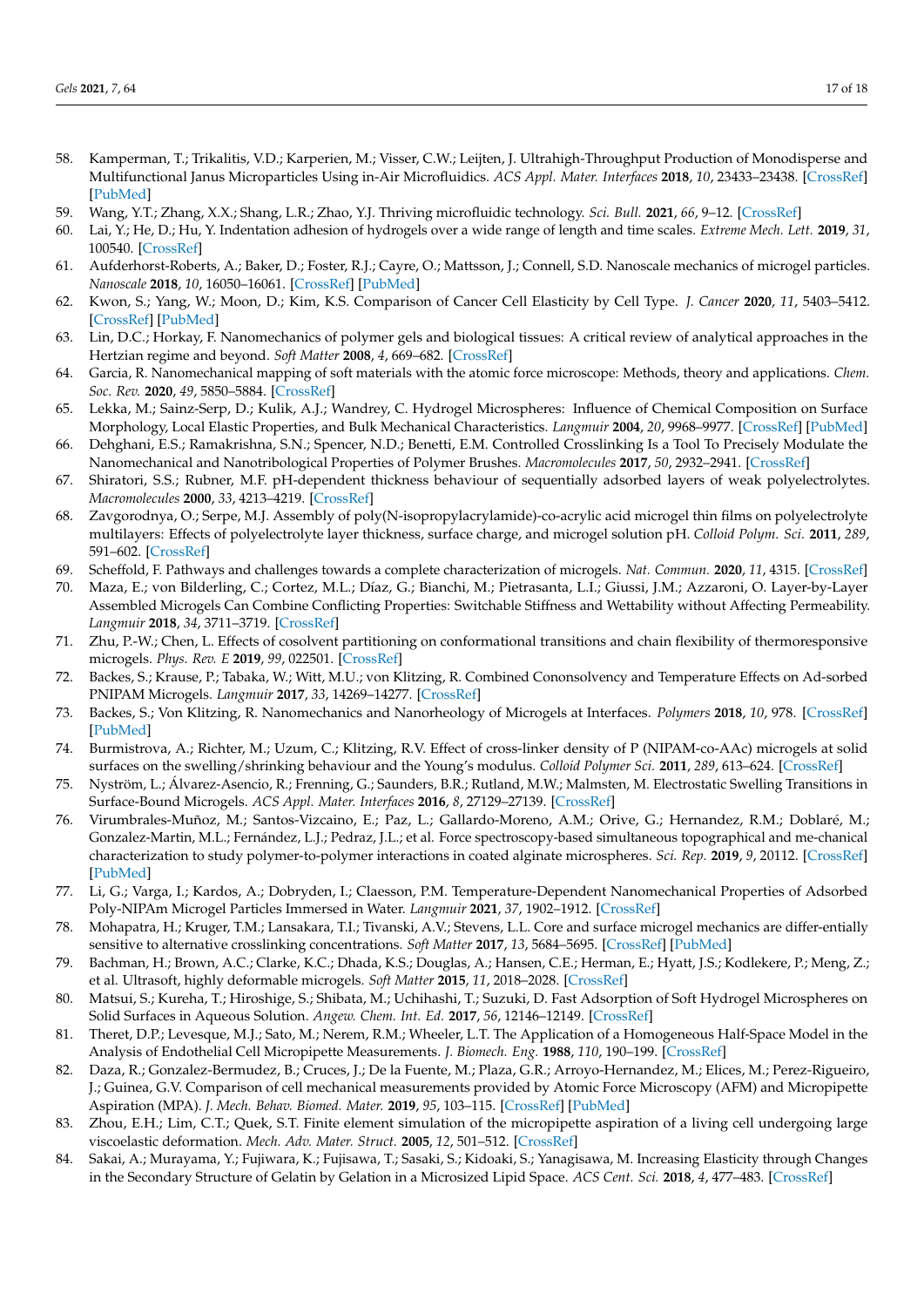58. Kamperman, T.; Trikalitis, V.D.; Karperien, M.; Visser, C.W.; Leijten, J. Ultrahigh-Throughput Production of Monodisperse and Multifunctional Janus Microparticles Using in-Air Microfluidics. *ACS Appl. Mater. Interfaces* **2018**, *10*, 23433–23438. [CrossRef] [PubMed]
59. Wang, Y.T.; Zhang, X.X.; Shang, L.R.; Zhao, Y.J. Thriving microfluidic technology. *Sci. Bull.* **2021**, *66*, 9–12. [CrossRef]
60. Lai, Y.; He, D.; Hu, Y. Indentation adhesion of hydrogels over a wide range of length and time scales. *Extreme Mech. Lett.* **2019**, *31*, 100540. [CrossRef]
61. Aufderhorst-Roberts, A.; Baker, D.; Foster, R.J.; Cayre, O.; Mattsson, J.; Connell, S.D. Nanoscale mechanics of microgel particles. *Nanoscale* **2018**, *10*, 16050–16061. [CrossRef] [PubMed]
62. Kwon, S.; Yang, W.; Moon, D.; Kim, K.S. Comparison of Cancer Cell Elasticity by Cell Type. *J. Cancer* **2020**, *11*, 5403–5412. [CrossRef] [PubMed]
63. Lin, D.C.; Horkay, F. Nanomechanics of polymer gels and biological tissues: A critical review of analytical approaches in the Hertzian regime and beyond. *Soft Matter* **2008**, *4*, 669–682. [CrossRef]
64. Garcia, R. Nanomechanical mapping of soft materials with the atomic force microscope: Methods, theory and applications. *Chem. Soc. Rev.* **2020**, *49*, 5850–5884. [CrossRef]
65. Lekka, M.; Sainz-Serp, D.; Kulik, A.J.; Wandrey, C. Hydrogel Microspheres: Influence of Chemical Composition on Surface Morphology, Local Elastic Properties, and Bulk Mechanical Characteristics. *Langmuir* **2004**, *20*, 9968–9977. [CrossRef] [PubMed]
66. Dehghani, E.S.; Ramakrishna, S.N.; Spencer, N.D.; Benetti, E.M. Controlled Crosslinking Is a Tool To Precisely Modulate the Nanomechanical and Nanotribological Properties of Polymer Brushes. *Macromolecules* **2017**, *50*, 2932–2941. [CrossRef]
67. Shiratori, S.S.; Rubner, M.F. pH-dependent thickness behaviour of sequentially adsorbed layers of weak polyelectrolytes. *Macromolecules* **2000**, *33*, 4213–4219. [CrossRef]
68. Zavgorodnya, O.; Serpe, M.J. Assembly of poly(N-isopropylacrylamide)-co-acrylic acid microgel thin films on polyelectrolyte multilayers: Effects of polyelectrolyte layer thickness, surface charge, and microgel solution pH. *Colloid Polym. Sci.* **2011**, *289*, 591–602. [CrossRef]
69. Scheffold, F. Pathways and challenges towards a complete characterization of microgels. *Nat. Commun.* **2020**, *11*, 4315. [CrossRef]
70. Maza, E.; von Bilderling, C.; Cortez, M.L.; Díaz, G.; Bianchi, M.; Pietrasanta, L.I.; Giussi, J.M.; Azzaroni, O. Layer-by-Layer Assembled Microgels Can Combine Conflicting Properties: Switchable Stiffness and Wettability without Affecting Permeability. *Langmuir* **2018**, *34*, 3711–3719. [CrossRef]
71. Zhu, P.-W.; Chen, L. Effects of cosolvent partitioning on conformational transitions and chain flexibility of thermoresponsive microgels. *Phys. Rev. E* **2019**, *99*, 022501. [CrossRef]
72. Backes, S.; Krause, P.; Tabaka, W.; Witt, M.U.; von Klitzing, R. Combined Cononsolvency and Temperature Effects on Ad-sorbed PNIPAM Microgels. *Langmuir* **2017**, *33*, 14269–14277. [CrossRef]
73. Backes, S.; Von Klitzing, R. Nanomechanics and Nanorheology of Microgels at Interfaces. *Polymers* **2018**, *10*, 978. [CrossRef] [PubMed]
74. Burmistrova, A.; Richter, M.; Uzum, C.; Klitzing, R.V. Effect of cross-linker density of P (NIPAM-co-AAc) microgels at solid surfaces on the swelling/shrinking behaviour and the Young's modulus. *Colloid Polymer Sci.* **2011**, *289*, 613–624. [CrossRef]
75. Nyström, L.; Álvarez-Asencio, R.; Frenning, G.; Saunders, B.R.; Rutland, M.W.; Malmsten, M. Electrostatic Swelling Transitions in Surface-Bound Microgels. *ACS Appl. Mater. Interfaces* **2016**, *8*, 27129–27139. [CrossRef]
76. Virumbrales-Muñoz, M.; Santos-Vizcaino, E.; Paz, L.; Gallardo-Moreno, A.M.; Orive, G.; Hernandez, R.M.; Doblaré, M.; Gonzalez-Martin, M.L.; Fernández, L.J.; Pedraz, J.L.; et al. Force spectroscopy-based simultaneous topographical and me-chanical characterization to study polymer-to-polymer interactions in coated alginate microspheres. *Sci. Rep.* **2019**, *9*, 20112. [CrossRef] [PubMed]
77. Li, G.; Varga, I.; Kardos, A.; Dobryden, I.; Claesson, P.M. Temperature-Dependent Nanomechanical Properties of Adsorbed Poly-NIPAm Microgel Particles Immersed in Water. *Langmuir* **2021**, *37*, 1902–1912. [CrossRef]
78. Mohapatra, H.; Kruger, T.M.; Lansakara, T.I.; Tivanski, A.V.; Stevens, L.L. Core and surface microgel mechanics are differ-entially sensitive to alternative crosslinking concentrations. *Soft Matter* **2017**, *13*, 5684–5695. [CrossRef] [PubMed]
79. Bachman, H.; Brown, A.C.; Clarke, K.C.; Dhada, K.S.; Douglas, A.; Hansen, C.E.; Herman, E.; Hyatt, J.S.; Kodlekere, P.; Meng, Z.; et al. Ultrasoft, highly deformable microgels. *Soft Matter* **2015**, *11*, 2018–2028. [CrossRef]
80. Matsui, S.; Kureha, T.; Hiroshige, S.; Shibata, M.; Uchihashi, T.; Suzuki, D. Fast Adsorption of Soft Hydrogel Microspheres on Solid Surfaces in Aqueous Solution. *Angew. Chem. Int. Ed.* **2017**, *56*, 12146–12149. [CrossRef]
81. Theret, D.P.; Levesque, M.J.; Sato, M.; Nerem, R.M.; Wheeler, L.T. The Application of a Homogeneous Half-Space Model in the Analysis of Endothelial Cell Micropipette Measurements. *J. Biomech. Eng.* **1988**, *110*, 190–199. [CrossRef]
82. Daza, R.; Gonzalez-Bermudez, B.; Cruces, J.; De la Fuente, M.; Plaza, G.R.; Arroyo-Hernandez, M.; Elices, M.; Perez-Rigueiro, J.; Guinea, G.V. Comparison of cell mechanical measurements provided by Atomic Force Microscopy (AFM) and Micropipette Aspiration (MPA). *J. Mech. Behav. Biomed. Mater.* **2019**, *95*, 103–115. [CrossRef] [PubMed]
83. Zhou, E.H.; Lim, C.T.; Quek, S.T. Finite element simulation of the micropipette aspiration of a living cell undergoing large viscoelastic deformation. *Mech. Adv. Mater. Struct.* **2005**, *12*, 501–512. [CrossRef]
84. Sakai, A.; Murayama, Y.; Fujiwara, K.; Fujisawa, T.; Sasaki, S.; Kidoaki, S.; Yanagisawa, M. Increasing Elasticity through Changes in the Secondary Structure of Gelatin by Gelation in a Microsized Lipid Space. *ACS Cent. Sci.* **2018**, *4*, 477–483. [CrossRef]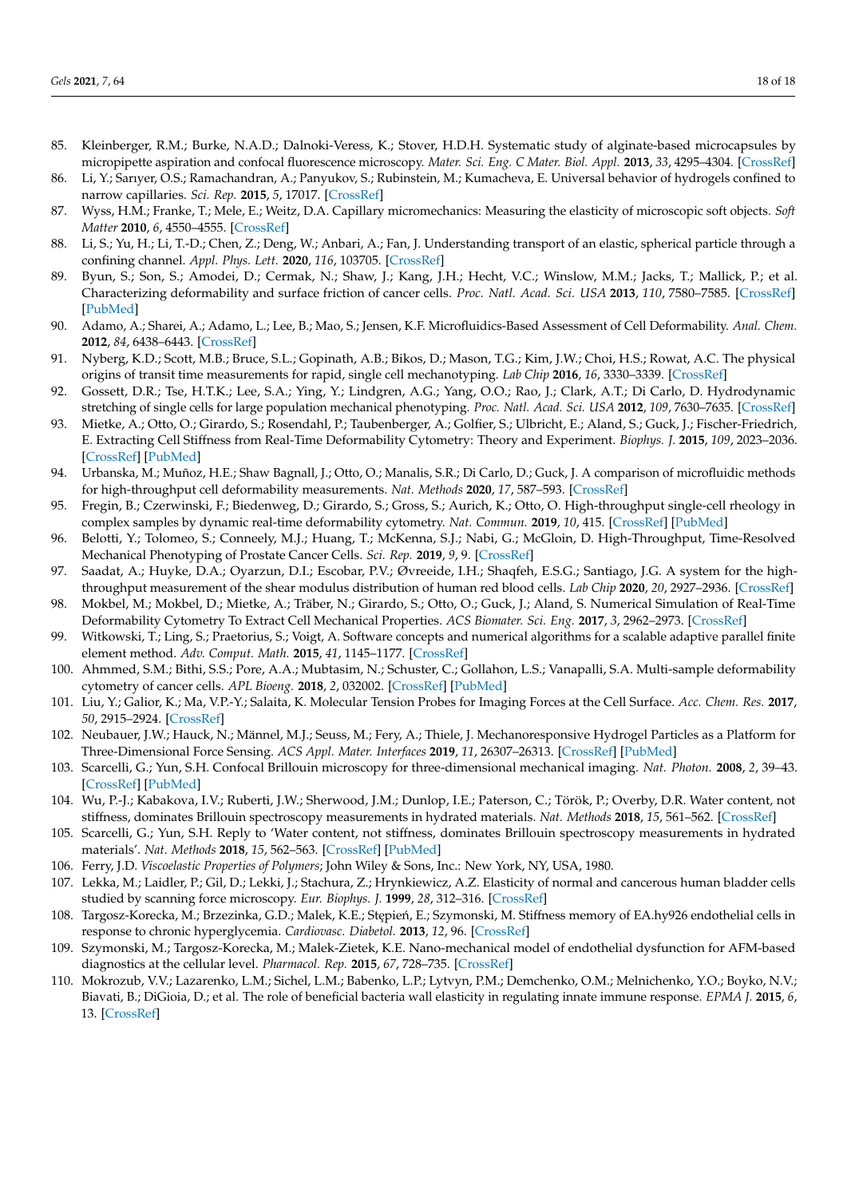85. Kleinberger, R.M.; Burke, N.A.D.; Dalnoki-Veress, K.; Stover, H.D.H. Systematic study of alginate-based microcapsules by micropipette aspiration and confocal fluorescence microscopy. *Mater. Sci. Eng. C Mater. Biol. Appl.* **2013**, *33*, 4295–4304. [CrossRef]
86. Li, Y.; Sarıyer, O.S.; Ramachandran, A.; Panyukov, S.; Rubinstein, M.; Kumacheva, E. Universal behavior of hydrogels confined to narrow capillaries. *Sci. Rep.* **2015**, *5*, 17017. [CrossRef]
87. Wyss, H.M.; Franke, T.; Mele, E.; Weitz, D.A. Capillary micromechanics: Measuring the elasticity of microscopic soft objects. *Soft Matter* **2010**, *6*, 4550–4555. [CrossRef]
88. Li, S.; Yu, H.; Li, T.-D.; Chen, Z.; Deng, W.; Anbari, A.; Fan, J. Understanding transport of an elastic, spherical particle through a confining channel. *Appl. Phys. Lett.* **2020**, *116*, 103705. [CrossRef]
89. Byun, S.; Son, S.; Amodei, D.; Cermak, N.; Shaw, J.; Kang, J.H.; Hecht, V.C.; Winslow, M.M.; Jacks, T.; Mallick, P.; et al. Characterizing deformability and surface friction of cancer cells. *Proc. Natl. Acad. Sci. USA* **2013**, *110*, 7580–7585. [CrossRef] [PubMed]
90. Adamo, A.; Sharei, A.; Adamo, L.; Lee, B.; Mao, S.; Jensen, K.F. Microfluidics-Based Assessment of Cell Deformability. *Anal. Chem.* **2012**, *84*, 6438–6443. [CrossRef]
91. Nyberg, K.D.; Scott, M.B.; Bruce, S.L.; Gopinath, A.B.; Bikos, D.; Mason, T.G.; Kim, J.W.; Choi, H.S.; Rowat, A.C. The physical origins of transit time measurements for rapid, single cell mechanotyping. *Lab Chip* **2016**, *16*, 3330–3339. [CrossRef]
92. Gossett, D.R.; Tse, H.T.K.; Lee, S.A.; Ying, Y.; Lindgren, A.G.; Yang, O.O.; Rao, J.; Clark, A.T.; Di Carlo, D. Hydrodynamic stretching of single cells for large population mechanical phenotyping. *Proc. Natl. Acad. Sci. USA* **2012**, *109*, 7630–7635. [CrossRef]
93. Mietke, A.; Otto, O.; Girardo, S.; Rosendahl, P.; Taubenberger, A.; Golfier, S.; Ulbricht, E.; Aland, S.; Guck, J.; Fischer-Friedrich, E. Extracting Cell Stiffness from Real-Time Deformability Cytometry: Theory and Experiment. *Biophys. J.* **2015**, *109*, 2023–2036. [CrossRef] [PubMed]
94. Urbanska, M.; Muñoz, H.E.; Shaw Bagnall, J.; Otto, O.; Manalis, S.R.; Di Carlo, D.; Guck, J. A comparison of microfluidic methods for high-throughput cell deformability measurements. *Nat. Methods* **2020**, *17*, 587–593. [CrossRef]
95. Fregin, B.; Czerwinski, F.; Biedenweg, D.; Girardo, S.; Gross, S.; Aurich, K.; Otto, O. High-throughput single-cell rheology in complex samples by dynamic real-time deformability cytometry. *Nat. Commun.* **2019**, *10*, 415. [CrossRef] [PubMed]
96. Belotti, Y.; Tolomeo, S.; Conneely, M.J.; Huang, T.; McKenna, S.J.; Nabi, G.; McGloin, D. High-Throughput, Time-Resolved Mechanical Phenotyping of Prostate Cancer Cells. *Sci. Rep.* **2019**, *9*, 9. [CrossRef]
97. Saadat, A.; Huyke, D.A.; Oyarzun, D.I.; Escobar, P.V.; Øvreeide, I.H.; Shaqfeh, E.S.G.; Santiago, J.G. A system for the high-throughput measurement of the shear modulus distribution of human red blood cells. *Lab Chip* **2020**, *20*, 2927–2936. [CrossRef]
98. Mokbel, M.; Mokbel, D.; Mietke, A.; Träber, N.; Girardo, S.; Otto, O.; Guck, J.; Aland, S. Numerical Simulation of Real-Time Deformability Cytometry To Extract Cell Mechanical Properties. *ACS Biomater. Sci. Eng.* **2017**, *3*, 2962–2973. [CrossRef]
99. Witkowski, T.; Ling, S.; Praetorius, S.; Voigt, A. Software concepts and numerical algorithms for a scalable adaptive parallel finite element method. *Adv. Comput. Math.* **2015**, *41*, 1145–1177. [CrossRef]
100. Ahmmed, S.M.; Bithi, S.S.; Pore, A.A.; Mubtasim, N.; Schuster, C.; Gollahon, L.S.; Vanapalli, S.A. Multi-sample deformability cytometry of cancer cells. *APL Bioeng.* **2018**, *2*, 032002. [CrossRef] [PubMed]
101. Liu, Y.; Galior, K.; Ma, V.P.-Y.; Salaita, K. Molecular Tension Probes for Imaging Forces at the Cell Surface. *Acc. Chem. Res.* **2017**, *50*, 2915–2924. [CrossRef]
102. Neubauer, J.W.; Hauck, N.; Männel, M.J.; Seuss, M.; Fery, A.; Thiele, J. Mechanoresponsive Hydrogel Particles as a Platform for Three-Dimensional Force Sensing. *ACS Appl. Mater. Interfaces* **2019**, *11*, 26307–26313. [CrossRef] [PubMed]
103. Scarcelli, G.; Yun, S.H. Confocal Brillouin microscopy for three-dimensional mechanical imaging. *Nat. Photon.* **2008**, *2*, 39–43. [CrossRef] [PubMed]
104. Wu, P.-J.; Kabakova, I.V.; Ruberti, J.W.; Sherwood, J.M.; Dunlop, I.E.; Paterson, C.; Török, P.; Overby, D.R. Water content, not stiffness, dominates Brillouin spectroscopy measurements in hydrated materials. *Nat. Methods* **2018**, *15*, 561–562. [CrossRef]
105. Scarcelli, G.; Yun, S.H. Reply to 'Water content, not stiffness, dominates Brillouin spectroscopy measurements in hydrated materials'. *Nat. Methods* **2018**, *15*, 562–563. [CrossRef] [PubMed]
106. Ferry, J.D. *Viscoelastic Properties of Polymers*; John Wiley & Sons, Inc.: New York, NY, USA, 1980.
107. Lekka, M.; Laidler, P.; Gil, D.; Lekki, J.; Stachura, Z.; Hrynkiewicz, A.Z. Elasticity of normal and cancerous human bladder cells studied by scanning force microscopy. *Eur. Biophys. J.* **1999**, *28*, 312–316. [CrossRef]
108. Targosz-Korecka, M.; Brzezinka, G.D.; Malek, K.E.; Stępień, E.; Szymonski, M. Stiffness memory of EA.hy926 endothelial cells in response to chronic hyperglycemia. *Cardiovasc. Diabetol.* **2013**, *12*, 96. [CrossRef]
109. Szymonski, M.; Targosz-Korecka, M.; Malek-Zietek, K.E. Nano-mechanical model of endothelial dysfunction for AFM-based diagnostics at the cellular level. *Pharmacol. Rep.* **2015**, *67*, 728–735. [CrossRef]
110. Mokrozub, V.V.; Lazarenko, L.M.; Sichel, L.M.; Babenko, L.P.; Lytvyn, P.M.; Demchenko, O.M.; Melnichenko, Y.O.; Boyko, N.V.; Biavati, B.; DiGioia, D.; et al. The role of beneficial bacteria wall elasticity in regulating innate immune response. *EPMA J.* **2015**, *6*, 13. [CrossRef]